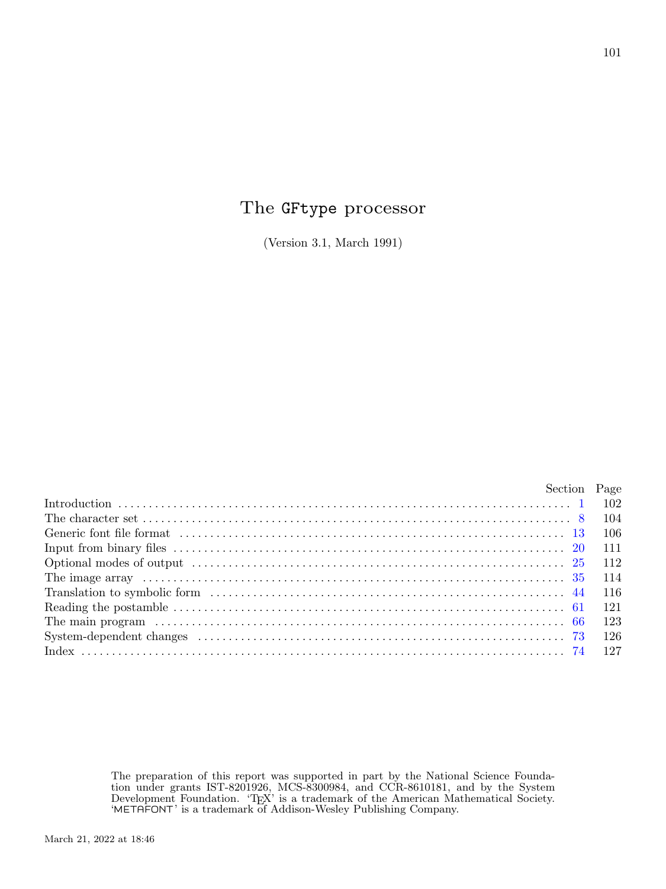# The GFtype processor

(Version 3.1, March 1991)

| | Section | Page |
|---|---|---|
| Introduction | 1 | 102 |
| The character set | 8 | 104 |
| Generic font file format | 13 | 106 |
| Input from binary files | 20 | 111 |
| Optional modes of output | 25 | 112 |
| The image array | 35 | 114 |
| Translation to symbolic form | 44 | 116 |
| Reading the postamble | 61 | 121 |
| The main program | 66 | 123 |
| System-dependent changes | 73 | 126 |
| Index | 74 | 127 |

The preparation of this report was supported in part by the National Science Foundation under grants IST-8201926, MCS-8300984, and CCR-8610181, and by the System Development Foundation. 'TEX' is a trademark of the American Mathematical Society. 'METAFONT' is a trademark of Addison-Wesley Publishing Company.

March 21, 2022 at 18:46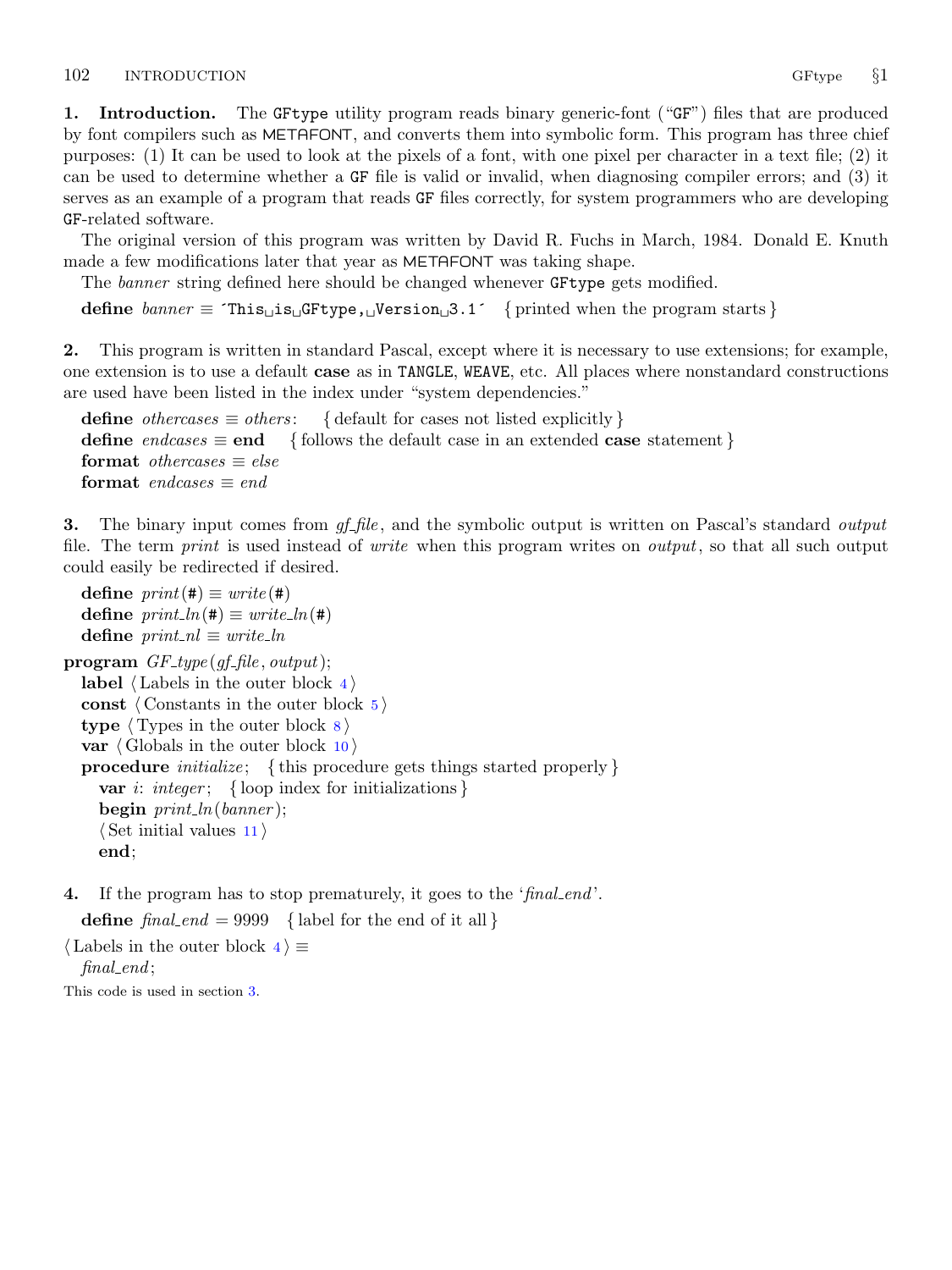**1. Introduction.** The GFtype utility program reads binary generic-font ("GF") files that are produced by font compilers such as METAFONT, and converts them into symbolic form. This program has three chief purposes: (1) It can be used to look at the pixels of a font, with one pixel per character in a text file; (2) it can be used to determine whether a GF file is valid or invalid, when diagnosing compiler errors; and (3) it serves as an example of a program that reads GF files correctly, for system programmers who are developing GF-related software.

The original version of this program was written by David R. Fuchs in March, 1984. Donald E. Knuth made a few modifications later that year as METAFONT was taking shape.

The *banner* string defined here should be changed whenever GFtype gets modified.

```
define banner ≡ ´This␣is␣GFtype,␣Version␣3.1´   { printed when the program starts }
```

**2.** This program is written in standard Pascal, except where it is necessary to use extensions; for example, one extension is to use a default **case** as in TANGLE, WEAVE, etc. All places where nonstandard constructions are used have been listed in the index under "system dependencies."

```
define othercases ≡ others:   { default for cases not listed explicitly }
define endcases ≡ end   { follows the default case in an extended case statement }
format othercases ≡ else
format endcases ≡ end
```

**3.** The binary input comes from *gf_file*, and the symbolic output is written on Pascal's standard *output* file. The term *print* is used instead of *write* when this program writes on *output*, so that all such output could easily be redirected if desired.

```
define print(#) ≡ write(#)
define print_ln(#) ≡ write_ln(#)
define print_nl ≡ write_ln

program GF_type(gf_file, output);
  label ⟨Labels in the outer block 4⟩
  const ⟨Constants in the outer block 5⟩
  type ⟨Types in the outer block 8⟩
  var ⟨Globals in the outer block 10⟩
  procedure initialize;   { this procedure gets things started properly }
    var i: integer;   { loop index for initializations }
    begin print_ln(banner);
    ⟨Set initial values 11⟩
    end;
```

**4.** If the program has to stop prematurely, it goes to the '*final_end*'.

```
define final_end = 9999   { label for the end of it all }

⟨Labels in the outer block 4⟩ ≡
  final_end;
```

This code is used in section 3.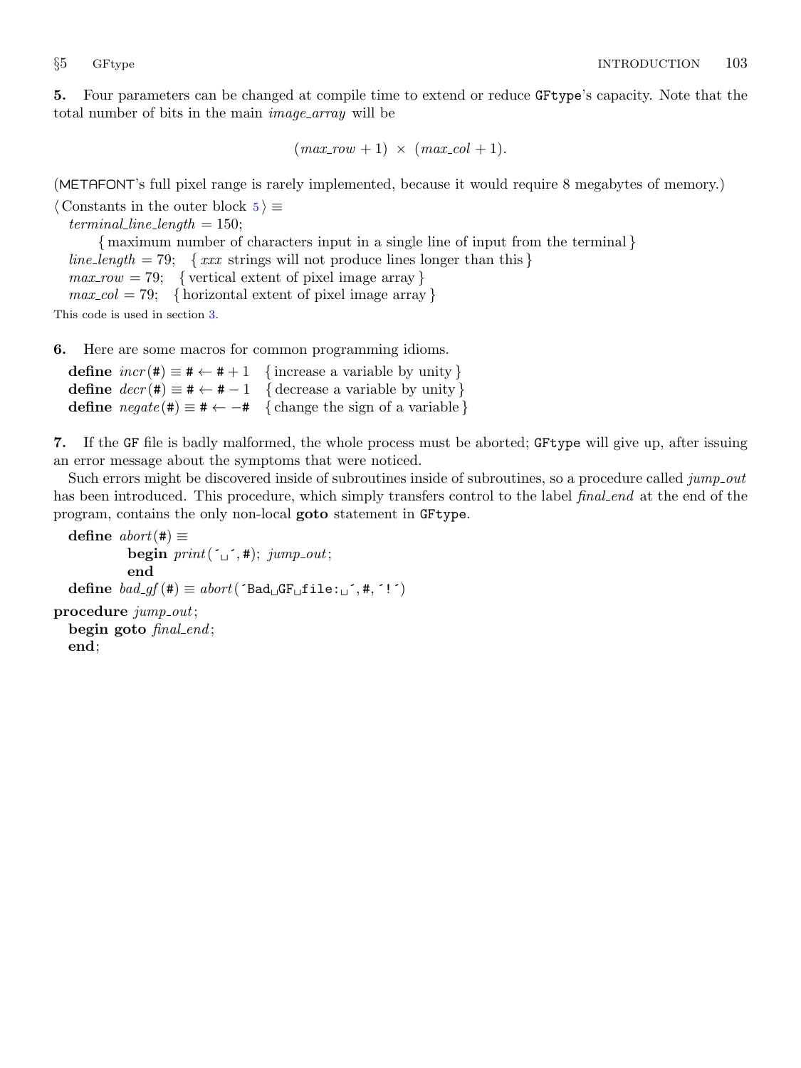**5.** Four parameters can be changed at compile time to extend or reduce `GFtype`'s capacity. Note that the total number of bits in the main *image_array* will be

$$(max\_row + 1) \times (max\_col + 1).$$

(METAFONT's full pixel range is rarely implemented, because it would require 8 megabytes of memory.)

⟨ Constants in the outer block 5 ⟩ ≡
  *terminal_line_length* = 150;
    { maximum number of characters input in a single line of input from the terminal }
  *line_length* = 79;  { *xxx* strings will not produce lines longer than this }
  *max_row* = 79;  { vertical extent of pixel image array }
  *max_col* = 79;  { horizontal extent of pixel image array }

This code is used in section 3.

**6.** Here are some macros for common programming idioms.

  **define** *incr*(#) ≡ # ← # + 1  { increase a variable by unity }
  **define** *decr*(#) ≡ # ← # − 1  { decrease a variable by unity }
  **define** *negate*(#) ≡ # ← −#  { change the sign of a variable }

**7.** If the `GF` file is badly malformed, the whole process must be aborted; `GFtype` will give up, after issuing an error message about the symptoms that were noticed.

Such errors might be discovered inside of subroutines inside of subroutines, so a procedure called *jump_out* has been introduced. This procedure, which simply transfers control to the label *final_end* at the end of the program, contains the only non-local **goto** statement in `GFtype`.

  **define** *abort*(#) ≡
      **begin** *print*(´␣´, #); *jump_out*;
      **end**
  **define** *bad_gf*(#) ≡ *abort*(´Bad␣GF␣file:␣´, #, ´!´)

**procedure** *jump_out*;
  **begin goto** *final_end*;
  **end**;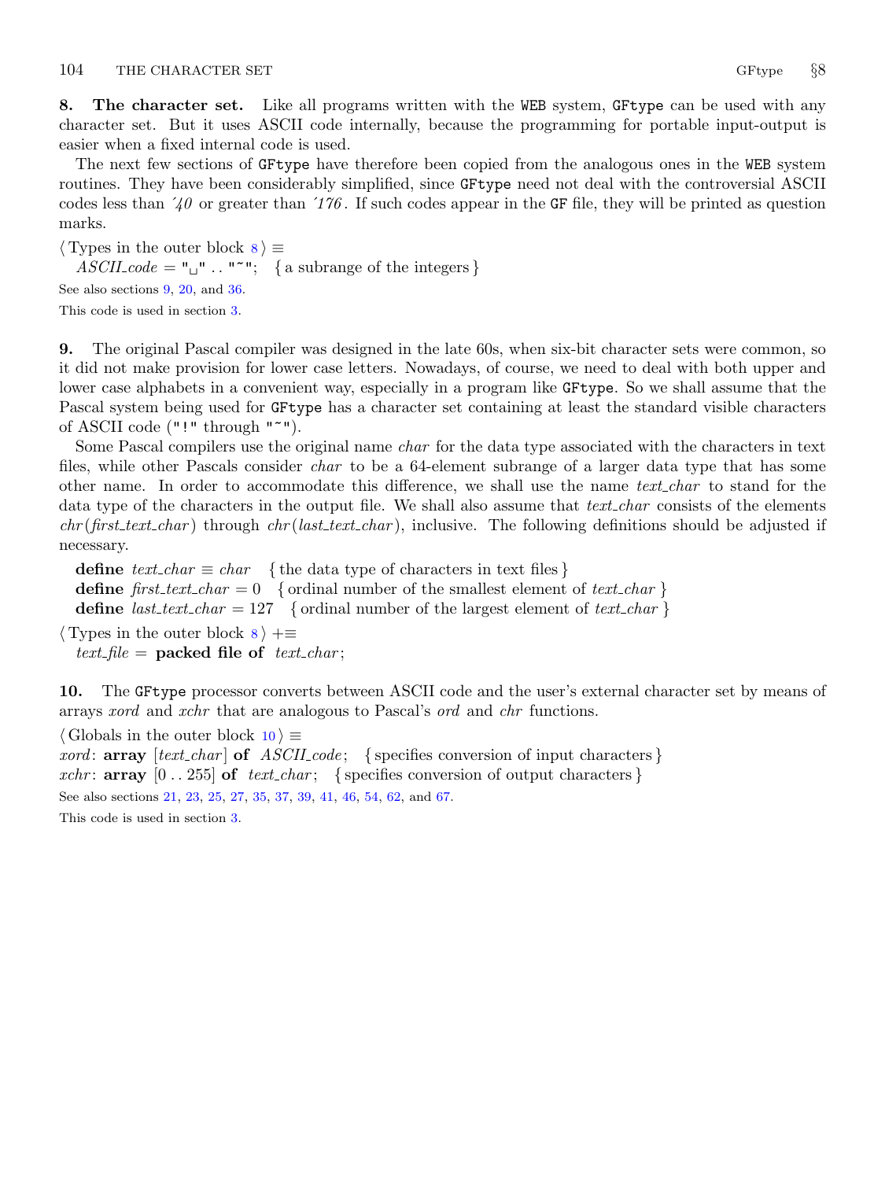**8. The character set.** Like all programs written with the WEB system, GFtype can be used with any character set. But it uses ASCII code internally, because the programming for portable input-output is easier when a fixed internal code is used.

The next few sections of GFtype have therefore been copied from the analogous ones in the WEB system routines. They have been considerably simplified, since GFtype need not deal with the controversial ASCII codes less than ´40 or greater than ´176. If such codes appear in the GF file, they will be printed as question marks.

⟨ Types in the outer block 8 ⟩ ≡
  *ASCII_code* = "␣" .. "~"; { a subrange of the integers }

See also sections 9, 20, and 36.

This code is used in section 3.

**9.** The original Pascal compiler was designed in the late 60s, when six-bit character sets were common, so it did not make provision for lower case letters. Nowadays, of course, we need to deal with both upper and lower case alphabets in a convenient way, especially in a program like GFtype. So we shall assume that the Pascal system being used for GFtype has a character set containing at least the standard visible characters of ASCII code ("!" through "~").

Some Pascal compilers use the original name *char* for the data type associated with the characters in text files, while other Pascals consider *char* to be a 64-element subrange of a larger data type that has some other name. In order to accommodate this difference, we shall use the name *text_char* to stand for the data type of the characters in the output file. We shall also assume that *text_char* consists of the elements *chr*(*first_text_char*) through *chr*(*last_text_char*), inclusive. The following definitions should be adjusted if necessary.

**define** *text_char* ≡ *char* { the data type of characters in text files }
**define** *first_text_char* = 0 { ordinal number of the smallest element of *text_char* }
**define** *last_text_char* = 127 { ordinal number of the largest element of *text_char* }

⟨ Types in the outer block 8 ⟩ +≡
  *text_file* = **packed file of** *text_char*;

**10.** The GFtype processor converts between ASCII code and the user's external character set by means of arrays *xord* and *xchr* that are analogous to Pascal's *ord* and *chr* functions.

⟨ Globals in the outer block 10 ⟩ ≡
*xord*: **array** [*text_char*] **of** *ASCII_code*; { specifies conversion of input characters }
*xchr*: **array** [0 .. 255] **of** *text_char*; { specifies conversion of output characters }

See also sections 21, 23, 25, 27, 35, 37, 39, 41, 46, 54, 62, and 67.

This code is used in section 3.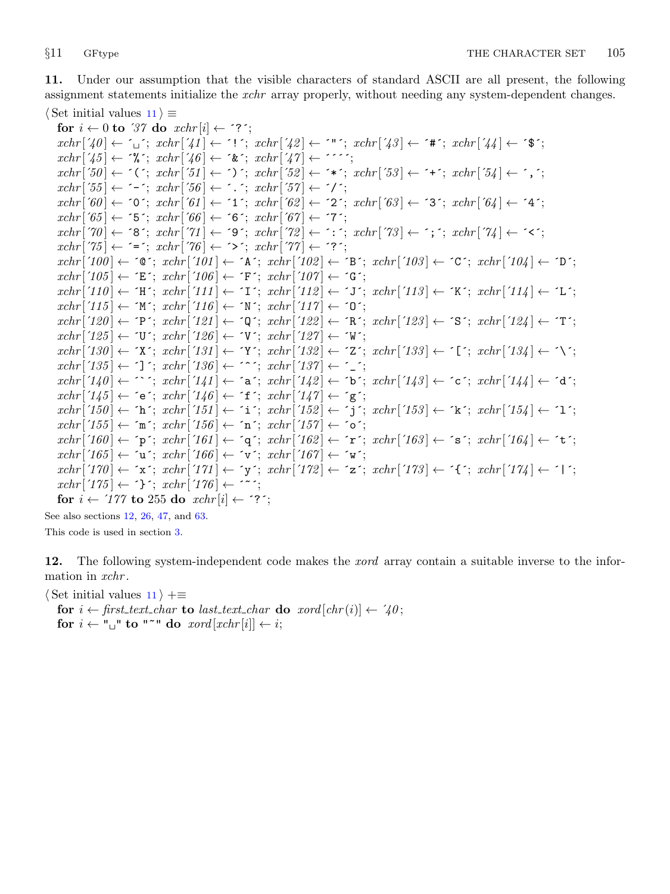**11.** Under our assumption that the visible characters of standard ASCII are all present, the following assignment statements initialize the *xchr* array properly, without needing any system-dependent changes.

```
⟨Set initial values 11⟩ ≡
  for i ← 0 to '37 do xchr[i] ← '?';
  xchr['40] ← '␣'; xchr['41] ← '!'; xchr['42] ← '"'; xchr['43] ← '#'; xchr['44] ← '$';
  xchr['45] ← '%'; xchr['46] ← '&'; xchr['47] ← '''';
  xchr['50] ← '('; xchr['51] ← ')'; xchr['52] ← '*'; xchr['53] ← '+'; xchr['54] ← ',';
  xchr['55] ← '-'; xchr['56] ← '.'; xchr['57] ← '/';
  xchr['60] ← '0'; xchr['61] ← '1'; xchr['62] ← '2'; xchr['63] ← '3'; xchr['64] ← '4';
  xchr['65] ← '5'; xchr['66] ← '6'; xchr['67] ← '7';
  xchr['70] ← '8'; xchr['71] ← '9'; xchr['72] ← ':'; xchr['73] ← ';'; xchr['74] ← '<';
  xchr['75] ← '='; xchr['76] ← '>'; xchr['77] ← '?';
  xchr['100] ← '@'; xchr['101] ← 'A'; xchr['102] ← 'B'; xchr['103] ← 'C'; xchr['104] ← 'D';
  xchr['105] ← 'E'; xchr['106] ← 'F'; xchr['107] ← 'G';
  xchr['110] ← 'H'; xchr['111] ← 'I'; xchr['112] ← 'J'; xchr['113] ← 'K'; xchr['114] ← 'L';
  xchr['115] ← 'M'; xchr['116] ← 'N'; xchr['117] ← 'O';
  xchr['120] ← 'P'; xchr['121] ← 'Q'; xchr['122] ← 'R'; xchr['123] ← 'S'; xchr['124] ← 'T';
  xchr['125] ← 'U'; xchr['126] ← 'V'; xchr['127] ← 'W';
  xchr['130] ← 'X'; xchr['131] ← 'Y'; xchr['132] ← 'Z'; xchr['133] ← '['; xchr['134] ← '\';
  xchr['135] ← ']'; xchr['136] ← '^'; xchr['137] ← '_';
  xchr['140] ← '`'; xchr['141] ← 'a'; xchr['142] ← 'b'; xchr['143] ← 'c'; xchr['144] ← 'd';
  xchr['145] ← 'e'; xchr['146] ← 'f'; xchr['147] ← 'g';
  xchr['150] ← 'h'; xchr['151] ← 'i'; xchr['152] ← 'j'; xchr['153] ← 'k'; xchr['154] ← 'l';
  xchr['155] ← 'm'; xchr['156] ← 'n'; xchr['157] ← 'o';
  xchr['160] ← 'p'; xchr['161] ← 'q'; xchr['162] ← 'r'; xchr['163] ← 's'; xchr['164] ← 't';
  xchr['165] ← 'u'; xchr['166] ← 'v'; xchr['167] ← 'w';
  xchr['170] ← 'x'; xchr['171] ← 'y'; xchr['172] ← 'z'; xchr['173] ← '{'; xchr['174] ← '|';
  xchr['175] ← '}'; xchr['176] ← '~';
  for i ← '177 to 255 do xchr[i] ← '?';
```

See also sections 12, 26, 47, and 63.

This code is used in section 3.

**12.** The following system-independent code makes the *xord* array contain a suitable inverse to the information in *xchr*.

```
⟨Set initial values 11⟩ +≡
  for i ← first_text_char to last_text_char do xord[chr(i)] ← '40;
  for i ← "␣" to "~" do xord[xchr[i]] ← i;
```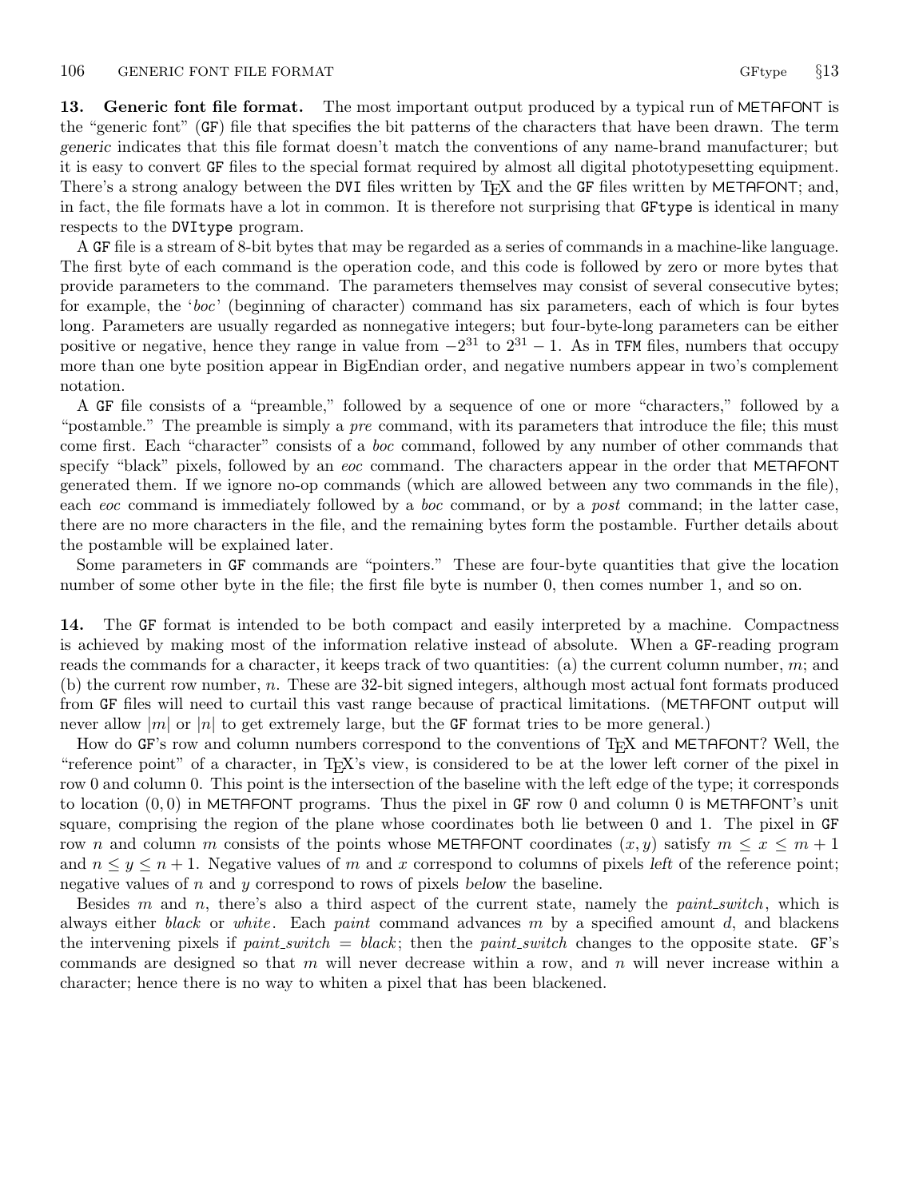**13. Generic font file format.** The most important output produced by a typical run of METAFONT is the "generic font" (GF) file that specifies the bit patterns of the characters that have been drawn. The term *generic* indicates that this file format doesn't match the conventions of any name-brand manufacturer; but it is easy to convert GF files to the special format required by almost all digital phototypesetting equipment. There's a strong analogy between the DVI files written by TeX and the GF files written by METAFONT; and, in fact, the file formats have a lot in common. It is therefore not surprising that GFtype is identical in many respects to the DVItype program.

A GF file is a stream of 8-bit bytes that may be regarded as a series of commands in a machine-like language. The first byte of each command is the operation code, and this code is followed by zero or more bytes that provide parameters to the command. The parameters themselves may consist of several consecutive bytes; for example, the '*boc*' (beginning of character) command has six parameters, each of which is four bytes long. Parameters are usually regarded as nonnegative integers; but four-byte-long parameters can be either positive or negative, hence they range in value from $-2^{31}$ to $2^{31}-1$. As in TFM files, numbers that occupy more than one byte position appear in BigEndian order, and negative numbers appear in two's complement notation.

A GF file consists of a "preamble," followed by a sequence of one or more "characters," followed by a "postamble." The preamble is simply a *pre* command, with its parameters that introduce the file; this must come first. Each "character" consists of a *boc* command, followed by any number of other commands that specify "black" pixels, followed by an *eoc* command. The characters appear in the order that METAFONT generated them. If we ignore no-op commands (which are allowed between any two commands in the file), each *eoc* command is immediately followed by a *boc* command, or by a *post* command; in the latter case, there are no more characters in the file, and the remaining bytes form the postamble. Further details about the postamble will be explained later.

Some parameters in GF commands are "pointers." These are four-byte quantities that give the location number of some other byte in the file; the first file byte is number 0, then comes number 1, and so on.

**14.** The GF format is intended to be both compact and easily interpreted by a machine. Compactness is achieved by making most of the information relative instead of absolute. When a GF-reading program reads the commands for a character, it keeps track of two quantities: (a) the current column number, $m$; and (b) the current row number, $n$. These are 32-bit signed integers, although most actual font formats produced from GF files will need to curtail this vast range because of practical limitations. (METAFONT output will never allow $|m|$ or $|n|$ to get extremely large, but the GF format tries to be more general.)

How do GF's row and column numbers correspond to the conventions of TeX and METAFONT? Well, the "reference point" of a character, in TeX's view, is considered to be at the lower left corner of the pixel in row 0 and column 0. This point is the intersection of the baseline with the left edge of the type; it corresponds to location $(0,0)$ in METAFONT programs. Thus the pixel in GF row 0 and column 0 is METAFONT's unit square, comprising the region of the plane whose coordinates both lie between 0 and 1. The pixel in GF row $n$ and column $m$ consists of the points whose METAFONT coordinates $(x,y)$ satisfy $m \le x \le m+1$ and $n \le y \le n+1$. Negative values of $m$ and $x$ correspond to columns of pixels *left* of the reference point; negative values of $n$ and $y$ correspond to rows of pixels *below* the baseline.

Besides $m$ and $n$, there's also a third aspect of the current state, namely the *paint_switch*, which is always either *black* or *white*. Each *paint* command advances $m$ by a specified amount $d$, and blackens the intervening pixels if *paint_switch* = *black*; then the *paint_switch* changes to the opposite state. GF's commands are designed so that $m$ will never decrease within a row, and $n$ will never increase within a character; hence there is no way to whiten a pixel that has been blackened.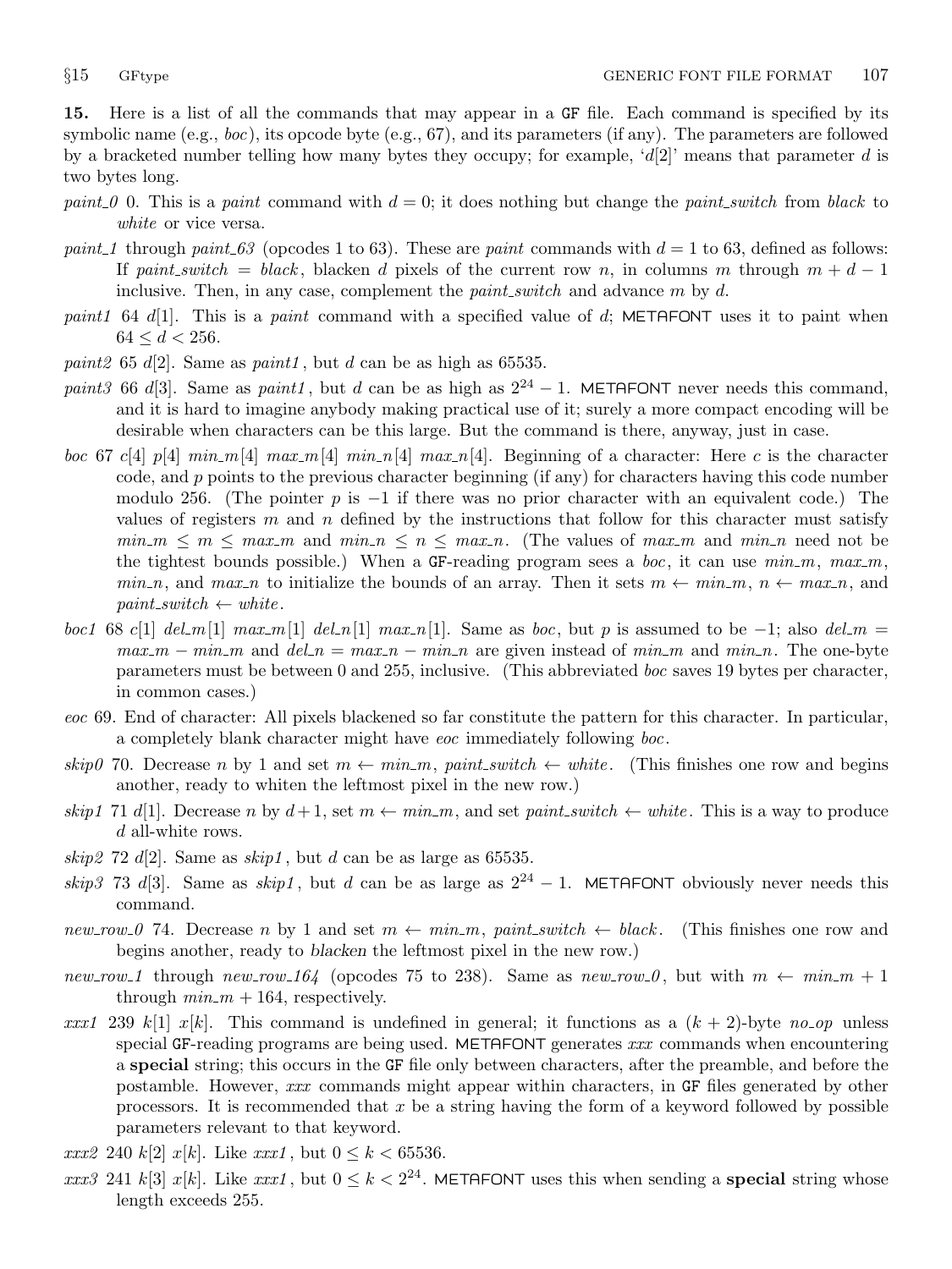**15.** Here is a list of all the commands that may appear in a GF file. Each command is specified by its symbolic name (e.g., *boc*), its opcode byte (e.g., 67), and its parameters (if any). The parameters are followed by a bracketed number telling how many bytes they occupy; for example, '$d[2]$' means that parameter $d$ is two bytes long.

*paint_0* 0. This is a *paint* command with $d = 0$; it does nothing but change the *paint_switch* from *black* to *white* or vice versa.

*paint_1* through *paint_63* (opcodes 1 to 63). These are *paint* commands with $d = 1$ to 63, defined as follows: If *paint_switch* = *black*, blacken $d$ pixels of the current row $n$, in columns $m$ through $m + d - 1$ inclusive. Then, in any case, complement the *paint_switch* and advance $m$ by $d$.

*paint1* 64 $d[1]$. This is a *paint* command with a specified value of $d$; METAFONT uses it to paint when $64 \le d < 256$.

*paint2* 65 $d[2]$. Same as *paint1*, but $d$ can be as high as 65535.

*paint3* 66 $d[3]$. Same as *paint1*, but $d$ can be as high as $2^{24} - 1$. METAFONT never needs this command, and it is hard to imagine anybody making practical use of it; surely a more compact encoding will be desirable when characters can be this large. But the command is there, anyway, just in case.

*boc* 67 $c[4]$ $p[4]$ $min\_m[4]$ $max\_m[4]$ $min\_n[4]$ $max\_n[4]$. Beginning of a character: Here $c$ is the character code, and $p$ points to the previous character beginning (if any) for characters having this code number modulo 256. (The pointer $p$ is $-1$ if there was no prior character with an equivalent code.) The values of registers $m$ and $n$ defined by the instructions that follow for this character must satisfy $min\_m \le m \le max\_m$ and $min\_n \le n \le max\_n$. (The values of $max\_m$ and $min\_n$ need not be the tightest bounds possible.) When a GF-reading program sees a *boc*, it can use $min\_m$, $max\_m$, $min\_n$, and $max\_n$ to initialize the bounds of an array. Then it sets $m \leftarrow min\_m$, $n \leftarrow max\_n$, and $paint\_switch \leftarrow white$.

*boc1* 68 $c[1]$ $del\_m[1]$ $max\_m[1]$ $del\_n[1]$ $max\_n[1]$. Same as *boc*, but $p$ is assumed to be $-1$; also $del\_m = max\_m - min\_m$ and $del\_n = max\_n - min\_n$ are given instead of $min\_m$ and $min\_n$. The one-byte parameters must be between 0 and 255, inclusive. (This abbreviated *boc* saves 19 bytes per character, in common cases.)

*eoc* 69. End of character: All pixels blackened so far constitute the pattern for this character. In particular, a completely blank character might have *eoc* immediately following *boc*.

*skip0* 70. Decrease $n$ by 1 and set $m \leftarrow min\_m$, $paint\_switch \leftarrow white$. (This finishes one row and begins another, ready to whiten the leftmost pixel in the new row.)

*skip1* 71 $d[1]$. Decrease $n$ by $d+1$, set $m \leftarrow min\_m$, and set $paint\_switch \leftarrow white$. This is a way to produce $d$ all-white rows.

*skip2* 72 $d[2]$. Same as *skip1*, but $d$ can be as large as 65535.

*skip3* 73 $d[3]$. Same as *skip1*, but $d$ can be as large as $2^{24} - 1$. METAFONT obviously never needs this command.

*new_row_0* 74. Decrease $n$ by 1 and set $m \leftarrow min\_m$, $paint\_switch \leftarrow black$. (This finishes one row and begins another, ready to *blacken* the leftmost pixel in the new row.)

*new_row_1* through *new_row_164* (opcodes 75 to 238). Same as *new_row_0*, but with $m \leftarrow min\_m + 1$ through $min\_m + 164$, respectively.

*xxx1* 239 $k[1]$ $x[k]$. This command is undefined in general; it functions as a $(k + 2)$-byte *no_op* unless special GF-reading programs are being used. METAFONT generates *xxx* commands when encountering a **special** string; this occurs in the GF file only between characters, after the preamble, and before the postamble. However, *xxx* commands might appear within characters, in GF files generated by other processors. It is recommended that $x$ be a string having the form of a keyword followed by possible parameters relevant to that keyword.

*xxx2* 240 $k[2]$ $x[k]$. Like *xxx1*, but $0 \le k < 65536$.

*xxx3* 241 $k[3]$ $x[k]$. Like *xxx1*, but $0 \le k < 2^{24}$. METAFONT uses this when sending a **special** string whose length exceeds 255.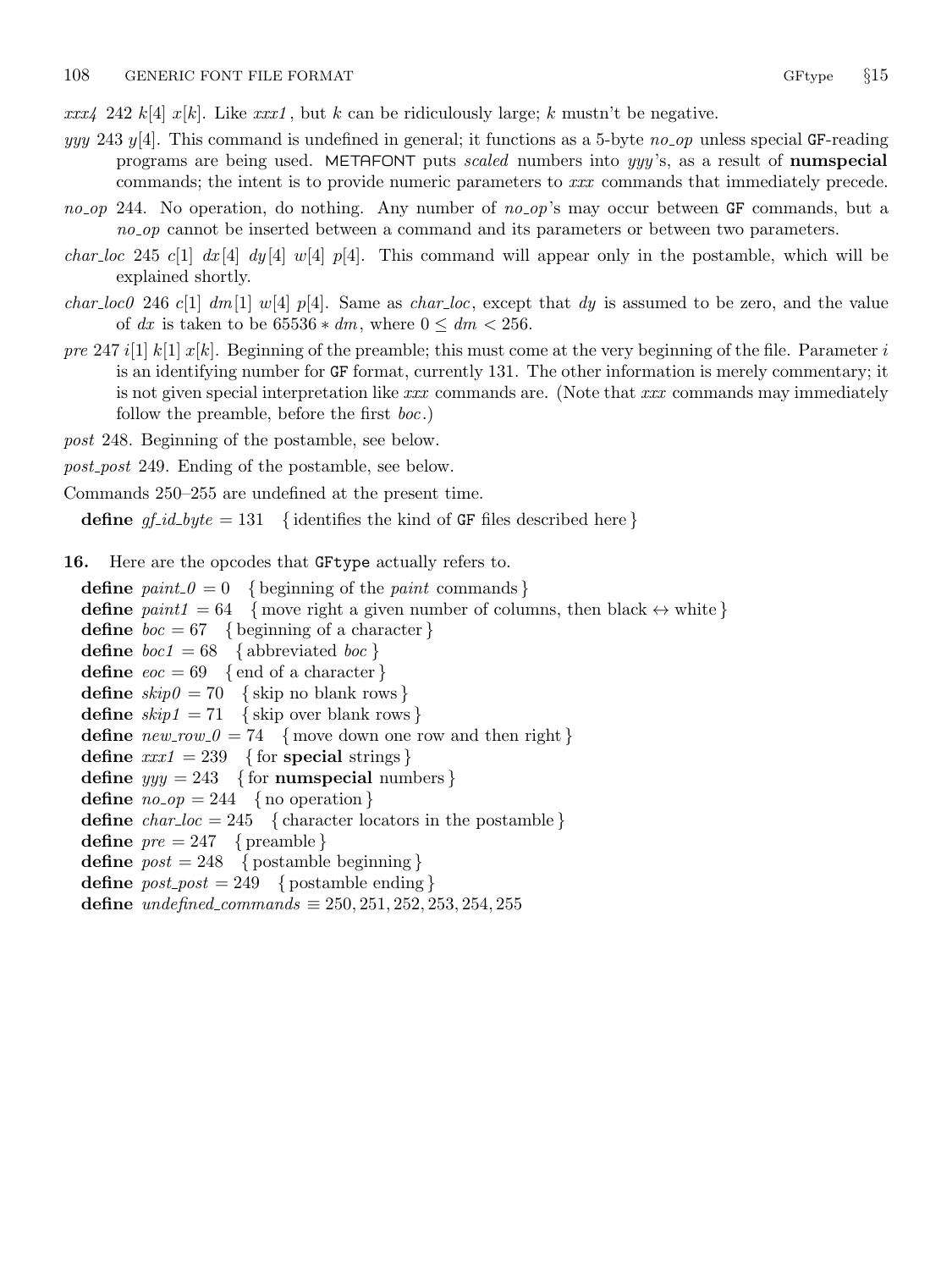*xxx4* 242 $k[4]$ $x[k]$. Like *xxx1*, but $k$ can be ridiculously large; $k$ mustn't be negative.

*yyy* 243 $y[4]$. This command is undefined in general; it functions as a 5-byte *no_op* unless special GF-reading programs are being used. METAFONT puts *scaled* numbers into *yyy*'s, as a result of **numspecial** commands; the intent is to provide numeric parameters to *xxx* commands that immediately precede.

*no_op* 244. No operation, do nothing. Any number of *no_op*'s may occur between GF commands, but a *no_op* cannot be inserted between a command and its parameters or between two parameters.

*char_loc* 245 $c[1]$ $dx[4]$ $dy[4]$ $w[4]$ $p[4]$. This command will appear only in the postamble, which will be explained shortly.

*char_loc0* 246 $c[1]$ $dm[1]$ $w[4]$ $p[4]$. Same as *char_loc*, except that $dy$ is assumed to be zero, and the value of $dx$ is taken to be $65536 * dm$, where $0 \le dm < 256$.

*pre* 247 $i[1]$ $k[1]$ $x[k]$. Beginning of the preamble; this must come at the very beginning of the file. Parameter $i$ is an identifying number for GF format, currently 131. The other information is merely commentary; it is not given special interpretation like *xxx* commands are. (Note that *xxx* commands may immediately follow the preamble, before the first *boc*.)

*post* 248. Beginning of the postamble, see below.

*post_post* 249. Ending of the postamble, see below.

Commands 250–255 are undefined at the present time.

**define** *gf_id_byte* = 131 { identifies the kind of GF files described here }

**16.** Here are the opcodes that GFtype actually refers to.

**define** *paint_0* = 0 { beginning of the *paint* commands }
**define** *paint1* = 64 { move right a given number of columns, then black ↔ white }
**define** *boc* = 67 { beginning of a character }
**define** *boc1* = 68 { abbreviated *boc* }
**define** *eoc* = 69 { end of a character }
**define** *skip0* = 70 { skip no blank rows }
**define** *skip1* = 71 { skip over blank rows }
**define** *new_row_0* = 74 { move down one row and then right }
**define** *xxx1* = 239 { for **special** strings }
**define** *yyy* = 243 { for **numspecial** numbers }
**define** *no_op* = 244 { no operation }
**define** *char_loc* = 245 { character locators in the postamble }
**define** *pre* = 247 { preamble }
**define** *post* = 248 { postamble beginning }
**define** *post_post* = 249 { postamble ending }
**define** *undefined_commands* ≡ 250, 251, 252, 253, 254, 255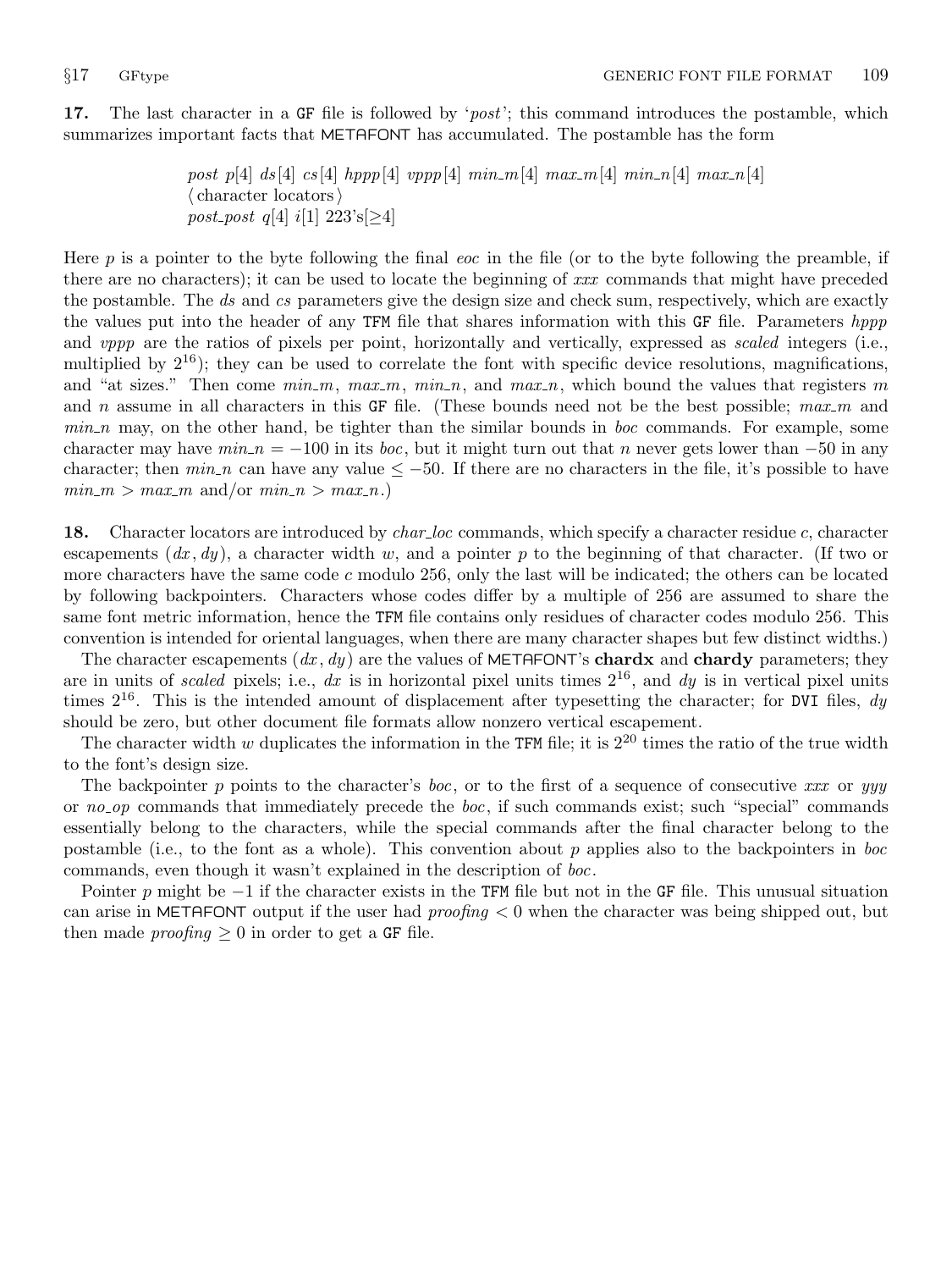**17.** The last character in a GF file is followed by '*post*'; this command introduces the postamble, which summarizes important facts that METAFONT has accumulated. The postamble has the form

> *post* $p[4]$ $ds[4]$ $cs[4]$ $hppp[4]$ $vppp[4]$ $min\_m[4]$ $max\_m[4]$ $min\_n[4]$ $max\_n[4]$
> ⟨ character locators ⟩
> *post_post* $q[4]$ $i[1]$ 223's[$\geq 4$]

Here $p$ is a pointer to the byte following the final *eoc* in the file (or to the byte following the preamble, if there are no characters); it can be used to locate the beginning of *xxx* commands that might have preceded the postamble. The *ds* and *cs* parameters give the design size and check sum, respectively, which are exactly the values put into the header of any TFM file that shares information with this GF file. Parameters *hppp* and *vppp* are the ratios of pixels per point, horizontally and vertically, expressed as *scaled* integers (i.e., multiplied by $2^{16}$); they can be used to correlate the font with specific device resolutions, magnifications, and "at sizes." Then come $min\_m$, $max\_m$, $min\_n$, and $max\_n$, which bound the values that registers $m$ and $n$ assume in all characters in this GF file. (These bounds need not be the best possible; $max\_m$ and $min\_n$ may, on the other hand, be tighter than the similar bounds in *boc* commands. For example, some character may have $min\_n = -100$ in its *boc*, but it might turn out that $n$ never gets lower than $-50$ in any character; then $min\_n$ can have any value $\leq -50$. If there are no characters in the file, it's possible to have $min\_m > max\_m$ and/or $min\_n > max\_n$.)

**18.** Character locators are introduced by *char_loc* commands, which specify a character residue $c$, character escapements $(dx, dy)$, a character width $w$, and a pointer $p$ to the beginning of that character. (If two or more characters have the same code $c$ modulo 256, only the last will be indicated; the others can be located by following backpointers. Characters whose codes differ by a multiple of 256 are assumed to share the same font metric information, hence the TFM file contains only residues of character codes modulo 256. This convention is intended for oriental languages, when there are many character shapes but few distinct widths.)

The character escapements $(dx, dy)$ are the values of METAFONT's **chardx** and **chardy** parameters; they are in units of *scaled* pixels; i.e., $dx$ is in horizontal pixel units times $2^{16}$, and $dy$ is in vertical pixel units times $2^{16}$. This is the intended amount of displacement after typesetting the character; for DVI files, $dy$ should be zero, but other document file formats allow nonzero vertical escapement.

The character width $w$ duplicates the information in the TFM file; it is $2^{20}$ times the ratio of the true width to the font's design size.

The backpointer $p$ points to the character's *boc*, or to the first of a sequence of consecutive *xxx* or *yyy* or *no_op* commands that immediately precede the *boc*, if such commands exist; such "special" commands essentially belong to the characters, while the special commands after the final character belong to the postamble (i.e., to the font as a whole). This convention about $p$ applies also to the backpointers in *boc* commands, even though it wasn't explained in the description of *boc*.

Pointer $p$ might be $-1$ if the character exists in the TFM file but not in the GF file. This unusual situation can arise in METAFONT output if the user had $proofing < 0$ when the character was being shipped out, but then made $proofing \geq 0$ in order to get a GF file.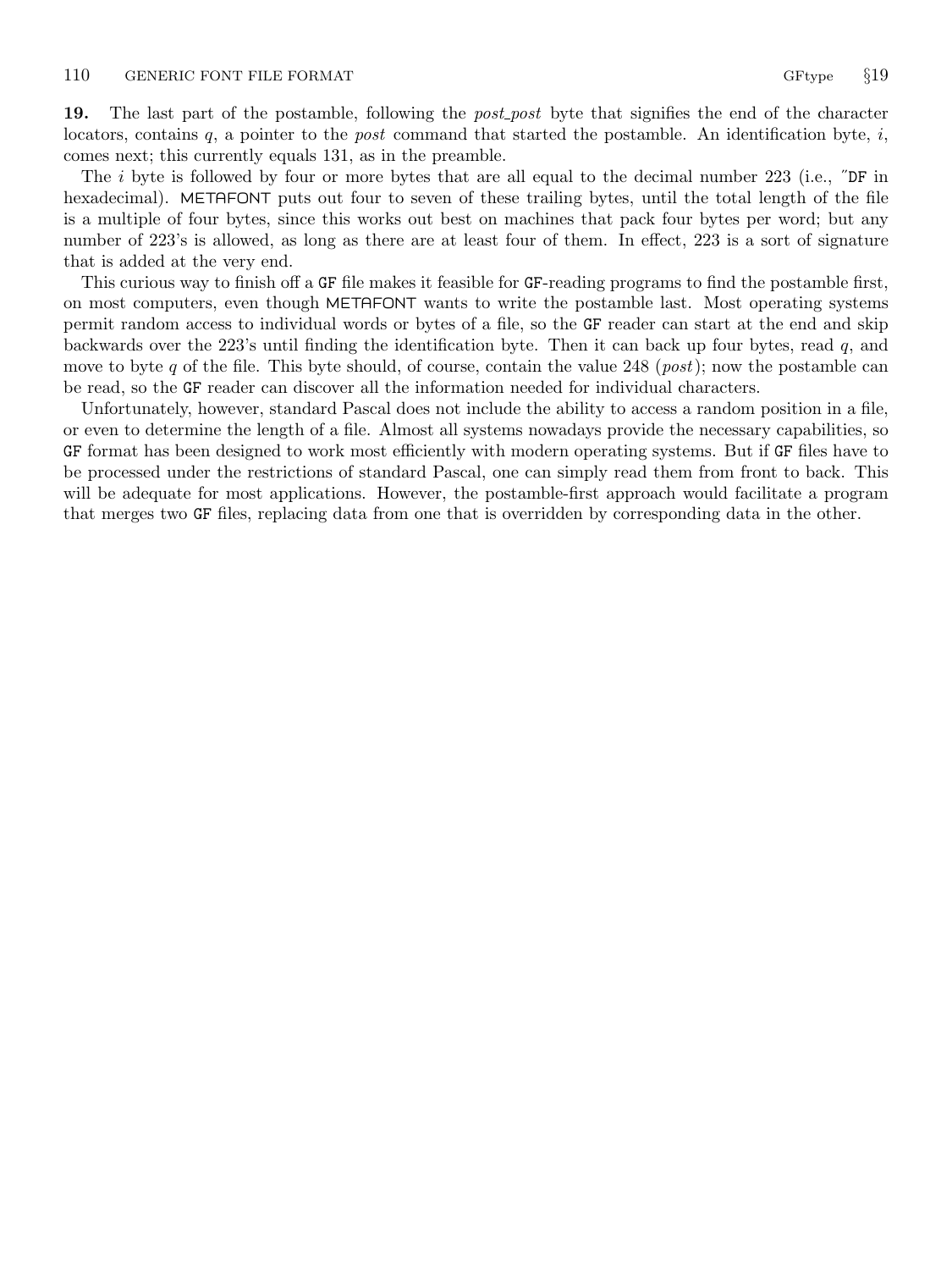**19.** The last part of the postamble, following the *post_post* byte that signifies the end of the character locators, contains $q$, a pointer to the *post* command that started the postamble. An identification byte, $i$, comes next; this currently equals 131, as in the preamble.

The $i$ byte is followed by four or more bytes that are all equal to the decimal number 223 (i.e., ″DF in hexadecimal). METAFONT puts out four to seven of these trailing bytes, until the total length of the file is a multiple of four bytes, since this works out best on machines that pack four bytes per word; but any number of 223's is allowed, as long as there are at least four of them. In effect, 223 is a sort of signature that is added at the very end.

This curious way to finish off a GF file makes it feasible for GF-reading programs to find the postamble first, on most computers, even though METAFONT wants to write the postamble last. Most operating systems permit random access to individual words or bytes of a file, so the GF reader can start at the end and skip backwards over the 223's until finding the identification byte. Then it can back up four bytes, read $q$, and move to byte $q$ of the file. This byte should, of course, contain the value 248 (*post*); now the postamble can be read, so the GF reader can discover all the information needed for individual characters.

Unfortunately, however, standard Pascal does not include the ability to access a random position in a file, or even to determine the length of a file. Almost all systems nowadays provide the necessary capabilities, so GF format has been designed to work most efficiently with modern operating systems. But if GF files have to be processed under the restrictions of standard Pascal, one can simply read them from front to back. This will be adequate for most applications. However, the postamble-first approach would facilitate a program that merges two GF files, replacing data from one that is overridden by corresponding data in the other.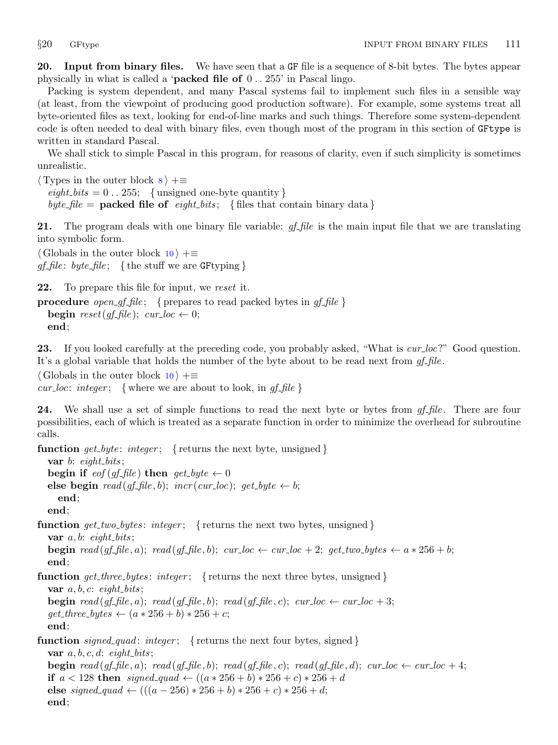**20. Input from binary files.** We have seen that a GF file is a sequence of 8-bit bytes. The bytes appear physically in what is called a '**packed file of** 0 .. 255' in Pascal lingo.

Packing is system dependent, and many Pascal systems fail to implement such files in a sensible way (at least, from the viewpoint of producing good production software). For example, some systems treat all byte-oriented files as text, looking for end-of-line marks and such things. Therefore some system-dependent code is often needed to deal with binary files, even though most of the program in this section of GFtype is written in standard Pascal.

We shall stick to simple Pascal in this program, for reasons of clarity, even if such simplicity is sometimes unrealistic.

```
⟨Types in the outer block 8⟩ +≡
  eight_bits = 0 .. 255;  { unsigned one-byte quantity }
  byte_file = packed file of eight_bits;  { files that contain binary data }
```

**21.** The program deals with one binary file variable: *gf_file* is the main input file that we are translating into symbolic form.

```
⟨Globals in the outer block 10⟩ +≡
gf_file: byte_file;  { the stuff we are GFtyping }
```

**22.** To prepare this file for input, we *reset* it.

```
procedure open_gf_file;  { prepares to read packed bytes in gf_file }
  begin reset(gf_file); cur_loc ← 0;
  end;
```

**23.** If you looked carefully at the preceding code, you probably asked, "What is *cur_loc*?" Good question. It's a global variable that holds the number of the byte about to be read next from *gf_file*.

```
⟨Globals in the outer block 10⟩ +≡
cur_loc: integer;  { where we are about to look, in gf_file }
```

**24.** We shall use a set of simple functions to read the next byte or bytes from *gf_file*. There are four possibilities, each of which is treated as a separate function in order to minimize the overhead for subroutine calls.

```
function get_byte: integer;  { returns the next byte, unsigned }
  var b: eight_bits;
  begin if eof(gf_file) then get_byte ← 0
  else begin read(gf_file, b); incr(cur_loc); get_byte ← b;
    end;
  end;

function get_two_bytes: integer;  { returns the next two bytes, unsigned }
  var a, b: eight_bits;
  begin read(gf_file, a); read(gf_file, b); cur_loc ← cur_loc + 2; get_two_bytes ← a * 256 + b;
  end;

function get_three_bytes: integer;  { returns the next three bytes, unsigned }
  var a, b, c: eight_bits;
  begin read(gf_file, a); read(gf_file, b); read(gf_file, c); cur_loc ← cur_loc + 3;
  get_three_bytes ← (a * 256 + b) * 256 + c;
  end;

function signed_quad: integer;  { returns the next four bytes, signed }
  var a, b, c, d: eight_bits;
  begin read(gf_file, a); read(gf_file, b); read(gf_file, c); read(gf_file, d); cur_loc ← cur_loc + 4;
  if a < 128 then signed_quad ← ((a * 256 + b) * 256 + c) * 256 + d
  else signed_quad ← (((a − 256) * 256 + b) * 256 + c) * 256 + d;
  end;
```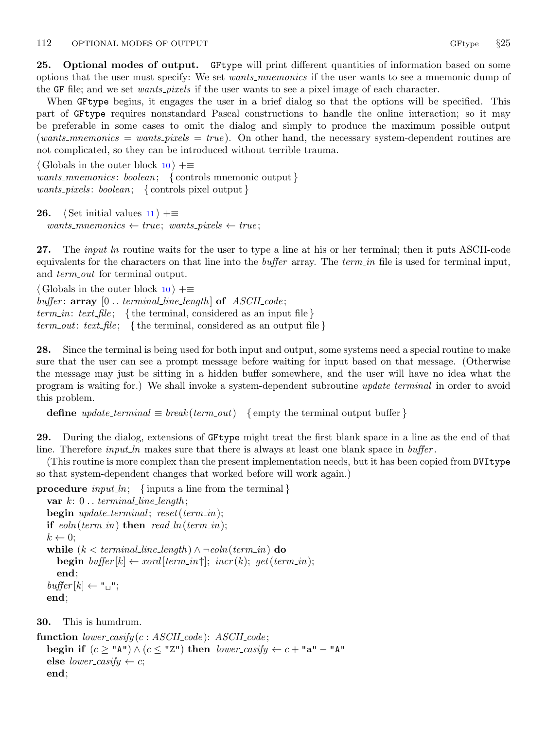**25. Optional modes of output.** GFtype will print different quantities of information based on some options that the user must specify: We set *wants_mnemonics* if the user wants to see a mnemonic dump of the GF file; and we set *wants_pixels* if the user wants to see a pixel image of each character.

When GFtype begins, it engages the user in a brief dialog so that the options will be specified. This part of GFtype requires nonstandard Pascal constructions to handle the online interaction; so it may be preferable in some cases to omit the dialog and simply to produce the maximum possible output (*wants_mnemonics* = *wants_pixels* = *true*). On other hand, the necessary system-dependent routines are not complicated, so they can be introduced without terrible trauma.

```
⟨ Globals in the outer block 10 ⟩ +≡
wants_mnemonics: boolean;   { controls mnemonic output }
wants_pixels: boolean;   { controls pixel output }
```

**26.**

```
⟨ Set initial values 11 ⟩ +≡
  wants_mnemonics ← true; wants_pixels ← true;
```

**27.** The *input_ln* routine waits for the user to type a line at his or her terminal; then it puts ASCII-code equivalents for the characters on that line into the *buffer* array. The *term_in* file is used for terminal input, and *term_out* for terminal output.

```
⟨ Globals in the outer block 10 ⟩ +≡
buffer: array [0 .. terminal_line_length] of ASCII_code;
term_in: text_file;   { the terminal, considered as an input file }
term_out: text_file;   { the terminal, considered as an output file }
```

**28.** Since the terminal is being used for both input and output, some systems need a special routine to make sure that the user can see a prompt message before waiting for input based on that message. (Otherwise the message may just be sitting in a hidden buffer somewhere, and the user will have no idea what the program is waiting for.) We shall invoke a system-dependent subroutine *update_terminal* in order to avoid this problem.

```
  define update_terminal ≡ break(term_out)   { empty the terminal output buffer }
```

**29.** During the dialog, extensions of GFtype might treat the first blank space in a line as the end of that line. Therefore *input_ln* makes sure that there is always at least one blank space in *buffer*.

(This routine is more complex than the present implementation needs, but it has been copied from DVItype so that system-dependent changes that worked before will work again.)

```
procedure input_ln;   { inputs a line from the terminal }
  var k: 0 .. terminal_line_length;
  begin update_terminal; reset(term_in);
  if eoln(term_in) then read_ln(term_in);
  k ← 0;
  while (k < terminal_line_length) ∧ ¬eoln(term_in) do
    begin buffer[k] ← xord[term_in↑]; incr(k); get(term_in);
    end;
  buffer[k] ← "␣";
  end;
```

**30.** This is humdrum.

```
function lower_casify(c : ASCII_code): ASCII_code;
  begin if (c ≥ "A") ∧ (c ≤ "Z") then lower_casify ← c + "a" − "A"
  else lower_casify ← c;
  end;
```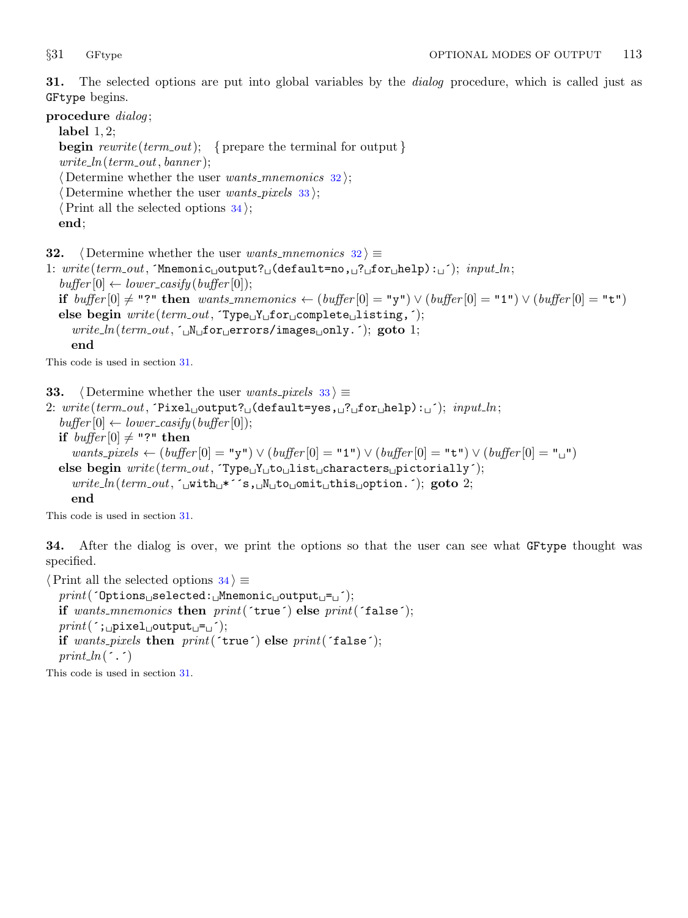**31.** The selected options are put into global variables by the *dialog* procedure, which is called just as GFtype begins.

```
procedure dialog;
  label 1, 2;
  begin rewrite(term_out);   { prepare the terminal for output }
  write_ln(term_out, banner);
  ⟨ Determine whether the user wants_mnemonics 32 ⟩;
  ⟨ Determine whether the user wants_pixels 33 ⟩;
  ⟨ Print all the selected options 34 ⟩;
  end;
```

**32.** ⟨ Determine whether the user *wants_mnemonics* 32 ⟩ ≡

```
1: write(term_out, ´Mnemonic␣output?␣(default=no,␣?␣for␣help):␣´); input_ln;
  buffer[0] ← lower_casify(buffer[0]);
  if buffer[0] ≠ "?" then wants_mnemonics ← (buffer[0] = "y") ∨ (buffer[0] = "1") ∨ (buffer[0] = "t")
  else begin write(term_out, ´Type␣Y␣for␣complete␣listing,´);
    write_ln(term_out, ´␣N␣for␣errors/images␣only.´); goto 1;
    end
```

This code is used in section 31.

**33.** ⟨ Determine whether the user *wants_pixels* 33 ⟩ ≡

```
2: write(term_out, ´Pixel␣output?␣(default=yes,␣?␣for␣help):␣´); input_ln;
  buffer[0] ← lower_casify(buffer[0]);
  if buffer[0] ≠ "?" then
    wants_pixels ← (buffer[0] = "y") ∨ (buffer[0] = "1") ∨ (buffer[0] = "t") ∨ (buffer[0] = "␣")
  else begin write(term_out, ´Type␣Y␣to␣list␣characters␣pictorially´);
    write_ln(term_out, ´␣with␣*´´s,␣N␣to␣omit␣this␣option.´); goto 2;
    end
```

This code is used in section 31.

**34.** After the dialog is over, we print the options so that the user can see what GFtype thought was specified.

⟨ Print all the selected options 34 ⟩ ≡

```
  print(´Options␣selected:␣Mnemonic␣output␣=␣´);
  if wants_mnemonics then print(´true´) else print(´false´);
  print(´;␣pixel␣output␣=␣´);
  if wants_pixels then print(´true´) else print(´false´);
  print_ln(´.´)
```

This code is used in section 31.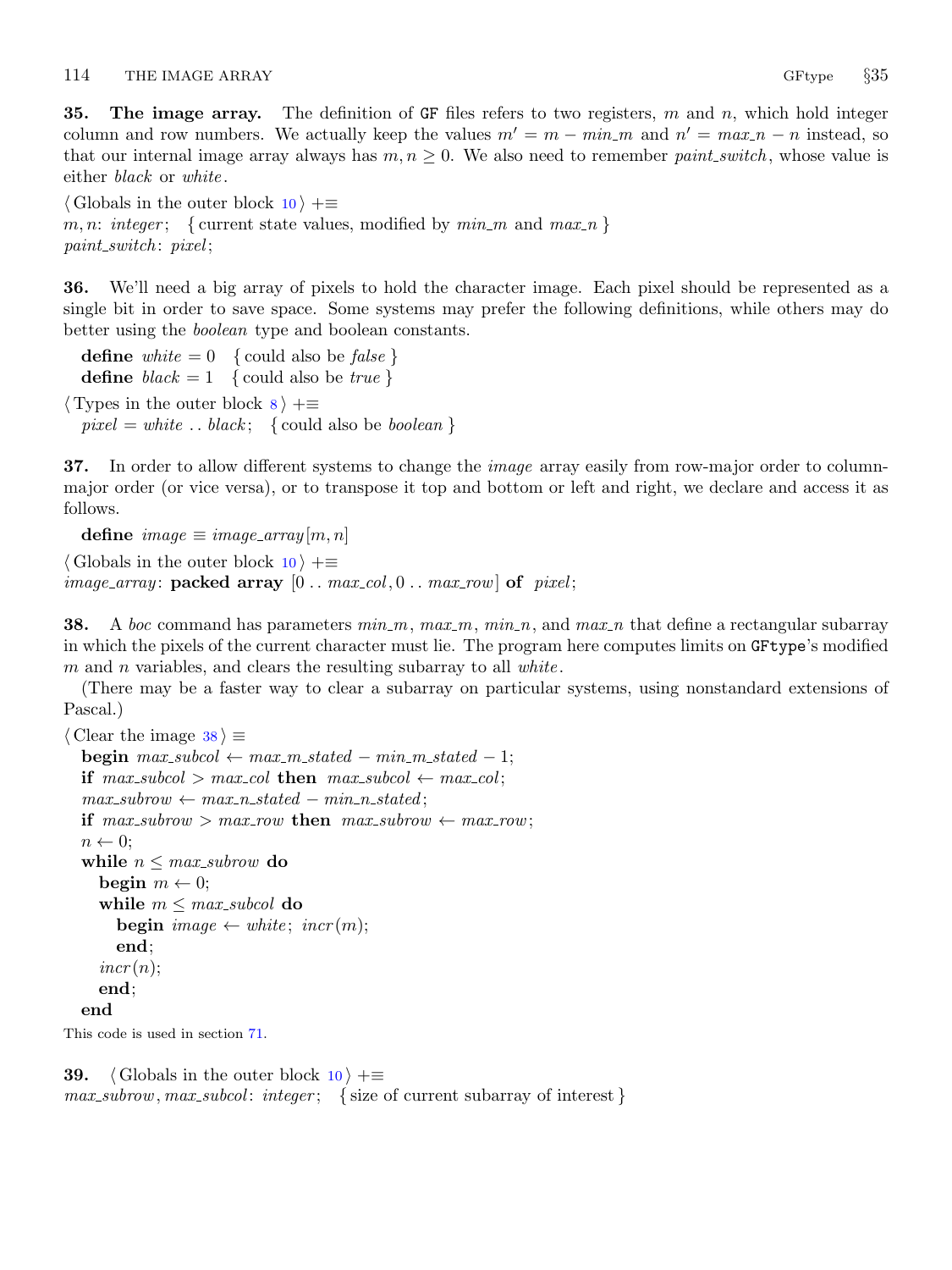**35. The image array.** The definition of GF files refers to two registers, $m$ and $n$, which hold integer column and row numbers. We actually keep the values $m' = m - min\_m$ and $n' = max\_n - n$ instead, so that our internal image array always has $m, n \ge 0$. We also need to remember *paint_switch*, whose value is either *black* or *white*.

⟨ Globals in the outer block 10 ⟩ +≡
*m*, *n*: *integer*; { current state values, modified by *min_m* and *max_n* }
*paint_switch*: *pixel*;

**36.** We'll need a big array of pixels to hold the character image. Each pixel should be represented as a single bit in order to save space. Some systems may prefer the following definitions, while others may do better using the *boolean* type and boolean constants.

**define** *white* = 0 { could also be *false* }
**define** *black* = 1 { could also be *true* }

⟨ Types in the outer block 8 ⟩ +≡
*pixel* = *white* .. *black*; { could also be *boolean* }

**37.** In order to allow different systems to change the *image* array easily from row-major order to column-major order (or vice versa), or to transpose it top and bottom or left and right, we declare and access it as follows.

**define** *image* ≡ *image_array*[*m*, *n*]

⟨ Globals in the outer block 10 ⟩ +≡
*image_array*: **packed array** [0 .. *max_col*, 0 .. *max_row*] **of** *pixel*;

**38.** A *boc* command has parameters *min_m*, *max_m*, *min_n*, and *max_n* that define a rectangular subarray in which the pixels of the current character must lie. The program here computes limits on GFtype's modified $m$ and $n$ variables, and clears the resulting subarray to all *white*.

(There may be a faster way to clear a subarray on particular systems, using nonstandard extensions of Pascal.)

⟨ Clear the image 38 ⟩ ≡

```
begin max_subcol ← max_m_stated − min_m_stated − 1;
if max_subcol > max_col then max_subcol ← max_col;
max_subrow ← max_n_stated − min_n_stated;
if max_subrow > max_row then max_subrow ← max_row;
n ← 0;
while n ≤ max_subrow do
  begin m ← 0;
  while m ≤ max_subcol do
    begin image ← white; incr(m);
    end;
  incr(n);
  end;
end
```

This code is used in section 71.

**39.** ⟨ Globals in the outer block 10 ⟩ +≡
*max_subrow*, *max_subcol*: *integer*; { size of current subarray of interest }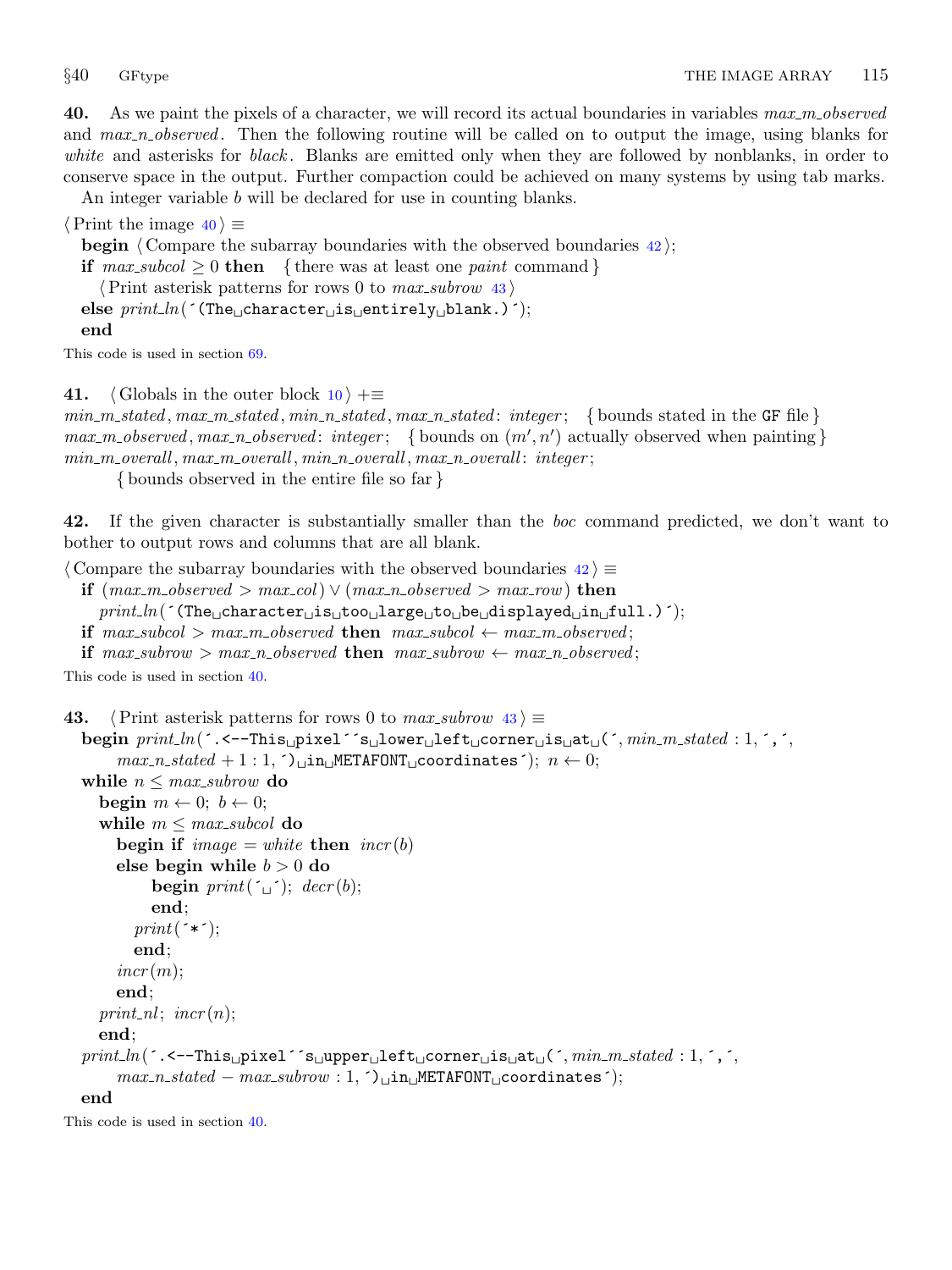**40.** As we paint the pixels of a character, we will record its actual boundaries in variables *max_m_observed* and *max_n_observed*. Then the following routine will be called on to output the image, using blanks for *white* and asterisks for *black*. Blanks are emitted only when they are followed by nonblanks, in order to conserve space in the output. Further compaction could be achieved on many systems by using tab marks.

An integer variable *b* will be declared for use in counting blanks.

```
⟨Print the image 40⟩ ≡
  begin ⟨Compare the subarray boundaries with the observed boundaries 42⟩;
  if max_subcol ≥ 0 then  { there was at least one paint command }
    ⟨Print asterisk patterns for rows 0 to max_subrow 43⟩
  else print_ln(´(The␣character␣is␣entirely␣blank.)´);
  end
```

This code is used in section 69.

**41.**

```
⟨Globals in the outer block 10⟩ +≡
min_m_stated, max_m_stated, min_n_stated, max_n_stated: integer;  { bounds stated in the GF file }
max_m_observed, max_n_observed: integer;  { bounds on (m′, n′) actually observed when painting }
min_m_overall, max_m_overall, min_n_overall, max_n_overall: integer;
    { bounds observed in the entire file so far }
```

**42.** If the given character is substantially smaller than the *boc* command predicted, we don't want to bother to output rows and columns that are all blank.

```
⟨Compare the subarray boundaries with the observed boundaries 42⟩ ≡
  if (max_m_observed > max_col) ∨ (max_n_observed > max_row) then
    print_ln(´(The␣character␣is␣too␣large␣to␣be␣displayed␣in␣full.)´);
  if max_subcol > max_m_observed then max_subcol ← max_m_observed;
  if max_subrow > max_n_observed then max_subrow ← max_n_observed;
```

This code is used in section 40.

**43.**

```
⟨Print asterisk patterns for rows 0 to max_subrow 43⟩ ≡
  begin print_ln(´.<--This␣pixel´´s␣lower␣left␣corner␣is␣at␣(´, min_m_stated : 1, ´,´,
      max_n_stated + 1 : 1, ´)␣in␣METAFONT␣coordinates´); n ← 0;
  while n ≤ max_subrow do
    begin m ← 0; b ← 0;
    while m ≤ max_subcol do
      begin if image = white then incr(b)
      else begin while b > 0 do
          begin print(´␣´); decr(b);
          end;
        print(´*´);
        end;
      incr(m);
      end;
    print_nl; incr(n);
    end;
  print_ln(´.<--This␣pixel´´s␣upper␣left␣corner␣is␣at␣(´, min_m_stated : 1, ´,´,
      max_n_stated − max_subrow : 1, ´)␣in␣METAFONT␣coordinates´);
  end
```

This code is used in section 40.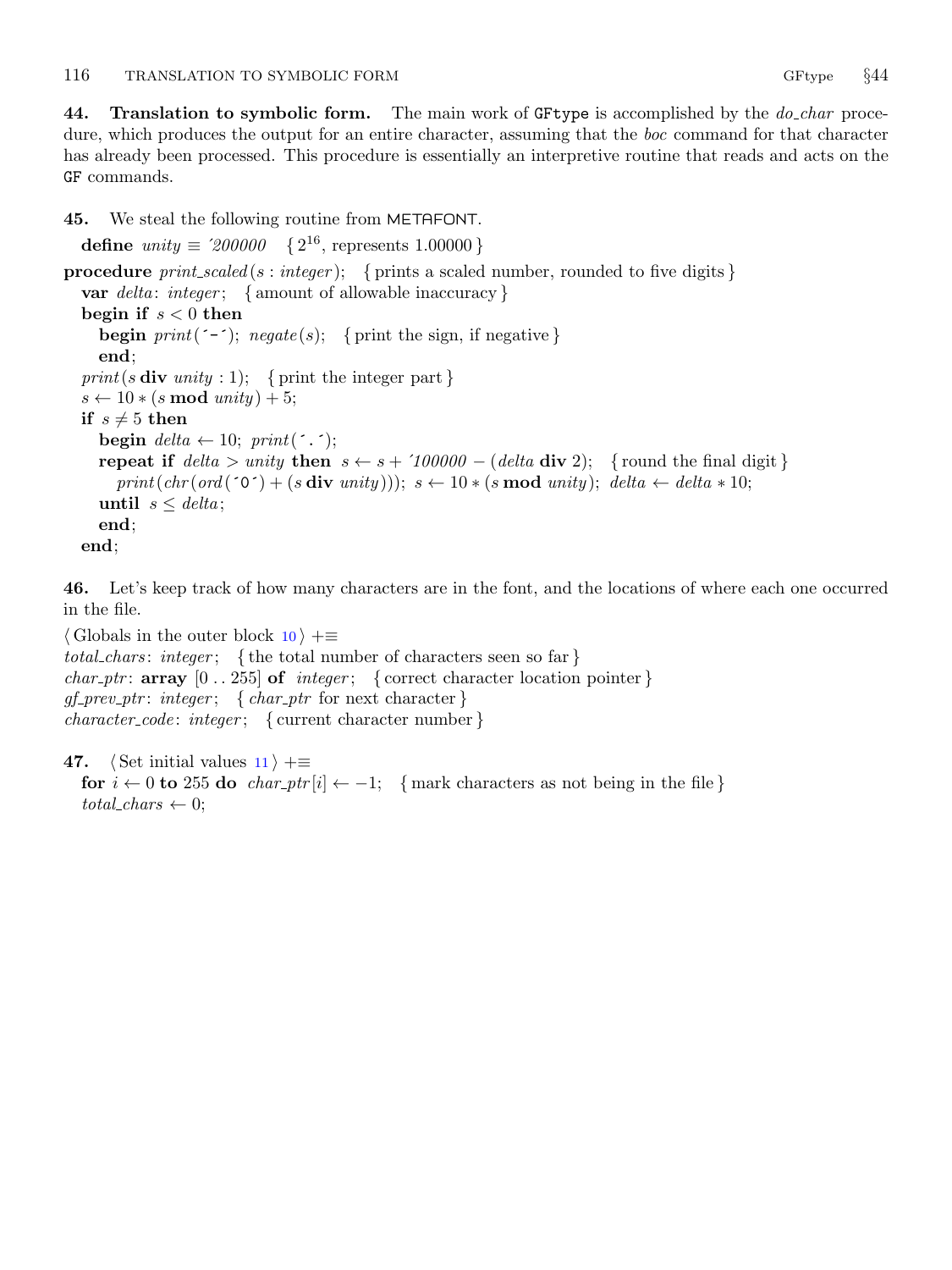**44. Translation to symbolic form.** The main work of GFtype is accomplished by the *do_char* procedure, which produces the output for an entire character, assuming that the *boc* command for that character has already been processed. This procedure is essentially an interpretive routine that reads and acts on the GF commands.

**45.** We steal the following routine from METAFONT.

```
define unity ≡ '200000   { 2^16, represents 1.00000 }
procedure print_scaled(s : integer);   { prints a scaled number, rounded to five digits }
  var delta: integer;   { amount of allowable inaccuracy }
  begin if s < 0 then
    begin print('-'); negate(s);   { print the sign, if negative }
    end;
  print(s div unity : 1);   { print the integer part }
  s ← 10 * (s mod unity) + 5;
  if s ≠ 5 then
    begin delta ← 10; print('.');
    repeat if delta > unity then s ← s + '100000 − (delta div 2);   { round the final digit }
      print(chr(ord('0') + (s div unity))); s ← 10 * (s mod unity); delta ← delta * 10;
    until s ≤ delta;
    end;
  end;
```

**46.** Let's keep track of how many characters are in the font, and the locations of where each one occurred in the file.

```
⟨ Globals in the outer block 10 ⟩ +≡
total_chars: integer;   { the total number of characters seen so far }
char_ptr: array [0 .. 255] of integer;   { correct character location pointer }
gf_prev_ptr: integer;   { char_ptr for next character }
character_code: integer;   { current character number }
```

**47.** ⟨ Set initial values 11 ⟩ +≡

```
for i ← 0 to 255 do char_ptr[i] ← −1;   { mark characters as not being in the file }
total_chars ← 0;
```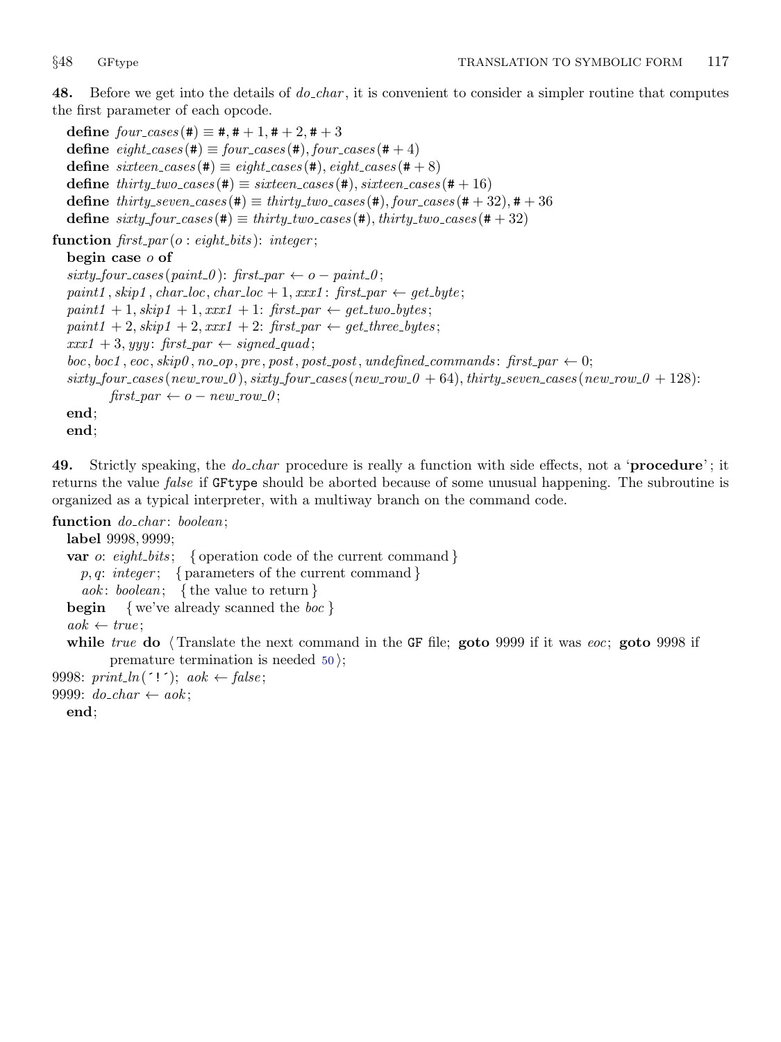**48.** Before we get into the details of *do_char*, it is convenient to consider a simpler routine that computes the first parameter of each opcode.

```
define four_cases(#) ≡ #, # + 1, # + 2, # + 3
define eight_cases(#) ≡ four_cases(#), four_cases(# + 4)
define sixteen_cases(#) ≡ eight_cases(#), eight_cases(# + 8)
define thirty_two_cases(#) ≡ sixteen_cases(#), sixteen_cases(# + 16)
define thirty_seven_cases(#) ≡ thirty_two_cases(#), four_cases(# + 32), # + 36
define sixty_four_cases(#) ≡ thirty_two_cases(#), thirty_two_cases(# + 32)

function first_par(o : eight_bits): integer;
  begin case o of
  sixty_four_cases(paint_0): first_par ← o − paint_0;
  paint1, skip1, char_loc, char_loc + 1, xxx1: first_par ← get_byte;
  paint1 + 1, skip1 + 1, xxx1 + 1: first_par ← get_two_bytes;
  paint1 + 2, skip1 + 2, xxx1 + 2: first_par ← get_three_bytes;
  xxx1 + 3, yyy: first_par ← signed_quad;
  boc, boc1, eoc, skip0, no_op, pre, post, post_post, undefined_commands: first_par ← 0;
  sixty_four_cases(new_row_0), sixty_four_cases(new_row_0 + 64), thirty_seven_cases(new_row_0 + 128):
       first_par ← o − new_row_0;
  end;
  end;
```

**49.** Strictly speaking, the *do_char* procedure is really a function with side effects, not a '**procedure**'; it returns the value *false* if GFtype should be aborted because of some unusual happening. The subroutine is organized as a typical interpreter, with a multiway branch on the command code.

```
function do_char: boolean;
  label 9998, 9999;
  var o: eight_bits;   { operation code of the current command }
    p, q: integer;   { parameters of the current command }
    aok: boolean;   { the value to return }
  begin   { we've already scanned the boc }
  aok ← true;
  while true do ⟨Translate the next command in the GF file; goto 9999 if it was eoc; goto 9998 if
       premature termination is needed 50⟩;
9998: print_ln('!'); aok ← false;
9999: do_char ← aok;
  end;
```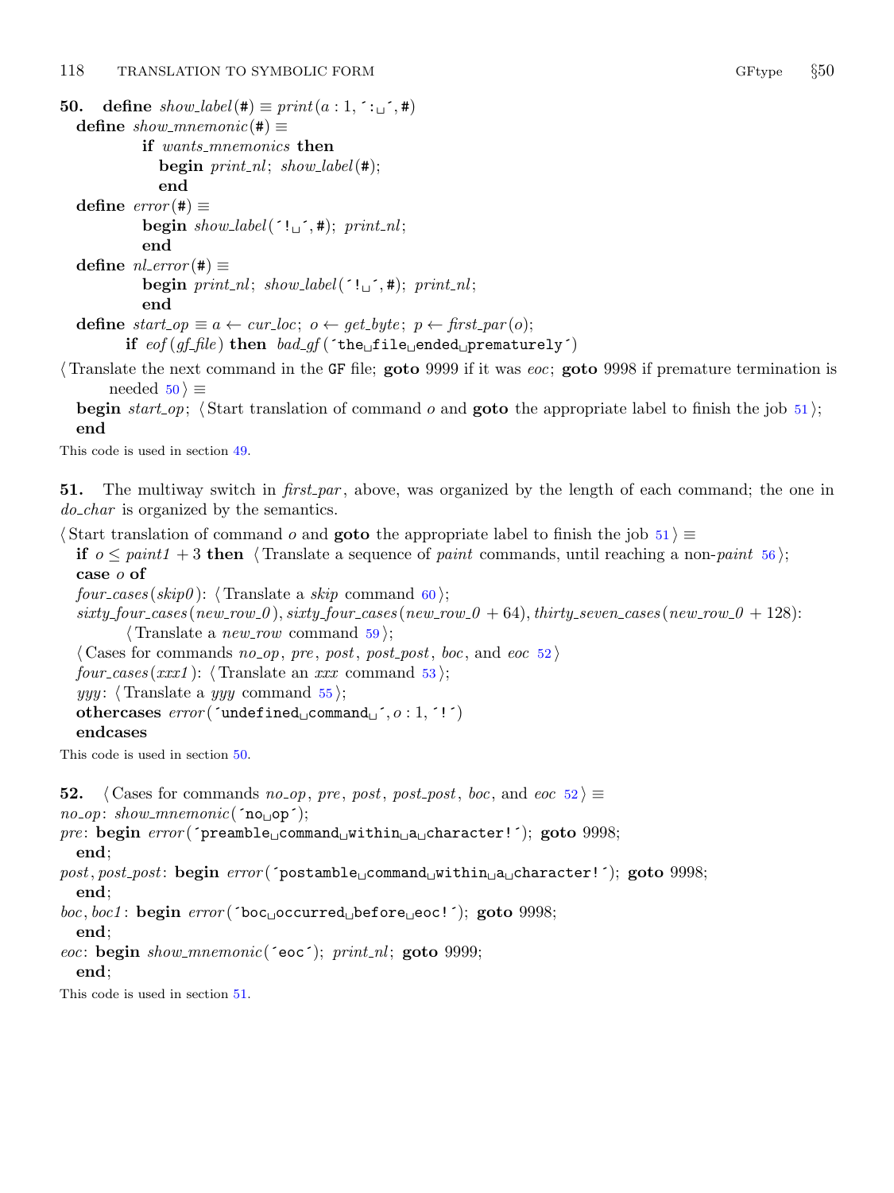**50.** **define** *show_label*(#) ≡ *print*(*a* : 1, ´:␣´, #)
**define** *show_mnemonic*(#) ≡
  **if** *wants_mnemonics* **then**
    **begin** *print_nl*; *show_label*(#);
    **end**
**define** *error*(#) ≡
  **begin** *show_label*(´!␣´, #); *print_nl*;
  **end**
**define** *nl_error*(#) ≡
  **begin** *print_nl*; *show_label*(´!␣´, #); *print_nl*;
  **end**
**define** *start_op* ≡ *a* ← *cur_loc*; *o* ← *get_byte*; *p* ← *first_par*(*o*);
  **if** *eof*(*gf_file*) **then** *bad_gf*(´the␣file␣ended␣prematurely´)

⟨ Translate the next command in the GF file; **goto** 9999 if it was *eoc*; **goto** 9998 if premature termination is needed 50 ⟩ ≡
**begin** *start_op*; ⟨ Start translation of command *o* and **goto** the appropriate label to finish the job 51 ⟩;
**end**

This code is used in section 49.

**51.** The multiway switch in *first_par*, above, was organized by the length of each command; the one in *do_char* is organized by the semantics.

⟨ Start translation of command *o* and **goto** the appropriate label to finish the job 51 ⟩ ≡
**if** $o \le paint1 + 3$ **then** ⟨ Translate a sequence of *paint* commands, until reaching a non-*paint* 56 ⟩;
**case** *o* **of**
*four_cases*(*skip0*): ⟨ Translate a *skip* command 60 ⟩;
*sixty_four_cases*(*new_row_0*), *sixty_four_cases*(*new_row_0* + 64), *thirty_seven_cases*(*new_row_0* + 128):
  ⟨ Translate a *new_row* command 59 ⟩;
⟨ Cases for commands *no_op*, *pre*, *post*, *post_post*, *boc*, and *eoc* 52 ⟩
*four_cases*(*xxx1*): ⟨ Translate an *xxx* command 53 ⟩;
*yyy*: ⟨ Translate a *yyy* command 55 ⟩;
**othercases** *error*(´undefined␣command␣´, *o* : 1, ´!´)
**endcases**

This code is used in section 50.

**52.** ⟨ Cases for commands *no_op*, *pre*, *post*, *post_post*, *boc*, and *eoc* 52 ⟩ ≡
*no_op*: *show_mnemonic*(´no␣op´);
*pre*: **begin** *error*(´preamble␣command␣within␣a␣character!´); **goto** 9998;
  **end**;
*post*, *post_post*: **begin** *error*(´postamble␣command␣within␣a␣character!´); **goto** 9998;
  **end**;
*boc*, *boc1*: **begin** *error*(´boc␣occurred␣before␣eoc!´); **goto** 9998;
  **end**;
*eoc*: **begin** *show_mnemonic*(´eoc´); *print_nl*; **goto** 9999;
  **end**;

This code is used in section 51.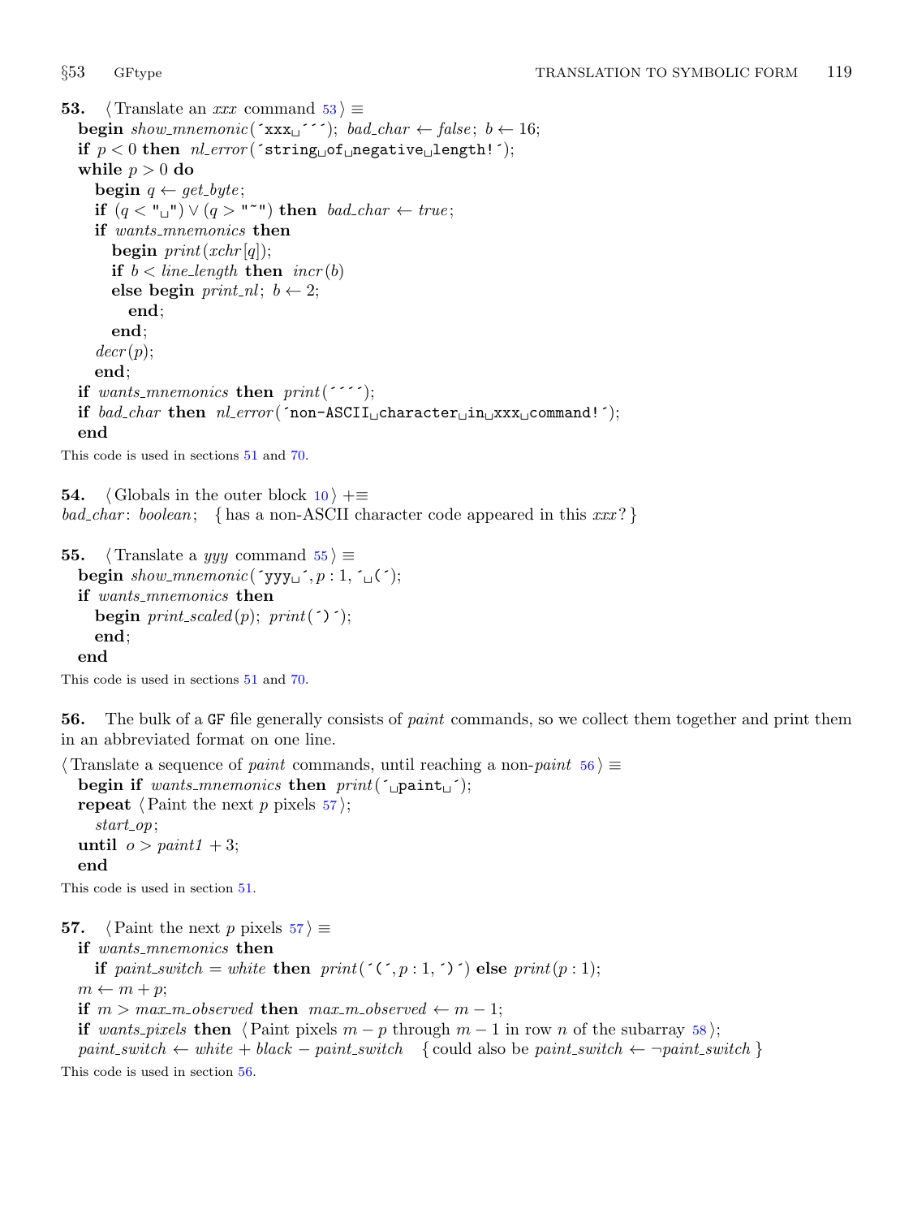**53.** ⟨ Translate an *xxx* command 53 ⟩ ≡

```
begin show_mnemonic('xxx␣'''); bad_char ← false; b ← 16;
if p < 0 then nl_error('string␣of␣negative␣length!');
while p > 0 do
  begin q ← get_byte;
  if (q < "␣") ∨ (q > "~") then bad_char ← true;
  if wants_mnemonics then
    begin print(xchr[q]);
    if b < line_length then incr(b)
    else begin print_nl; b ← 2;
      end;
    end;
  decr(p);
  end;
if wants_mnemonics then print('''');
if bad_char then nl_error('non-ASCII␣character␣in␣xxx␣command!');
end
```

This code is used in sections 51 and 70.

**54.** ⟨ Globals in the outer block 10 ⟩ +≡

*bad_char*: *boolean*; { has a non-ASCII character code appeared in this *xxx*? }

**55.** ⟨ Translate a *yyy* command 55 ⟩ ≡

```
begin show_mnemonic('yyy␣', p : 1, '␣(');
if wants_mnemonics then
  begin print_scaled(p); print(')');
  end;
end
```

This code is used in sections 51 and 70.

**56.** The bulk of a GF file generally consists of *paint* commands, so we collect them together and print them in an abbreviated format on one line.

⟨ Translate a sequence of *paint* commands, until reaching a non-*paint* 56 ⟩ ≡

```
begin if wants_mnemonics then print('␣paint␣');
repeat ⟨ Paint the next p pixels 57 ⟩;
  start_op;
until o > paint1 + 3;
end
```

This code is used in section 51.

**57.** ⟨ Paint the next *p* pixels 57 ⟩ ≡

```
if wants_mnemonics then
  if paint_switch = white then print('(', p : 1, ')') else print(p : 1);
m ← m + p;
if m > max_m_observed then max_m_observed ← m − 1;
if wants_pixels then ⟨ Paint pixels m − p through m − 1 in row n of the subarray 58 ⟩;
paint_switch ← white + black − paint_switch   { could also be paint_switch ← ¬paint_switch }
```

This code is used in section 56.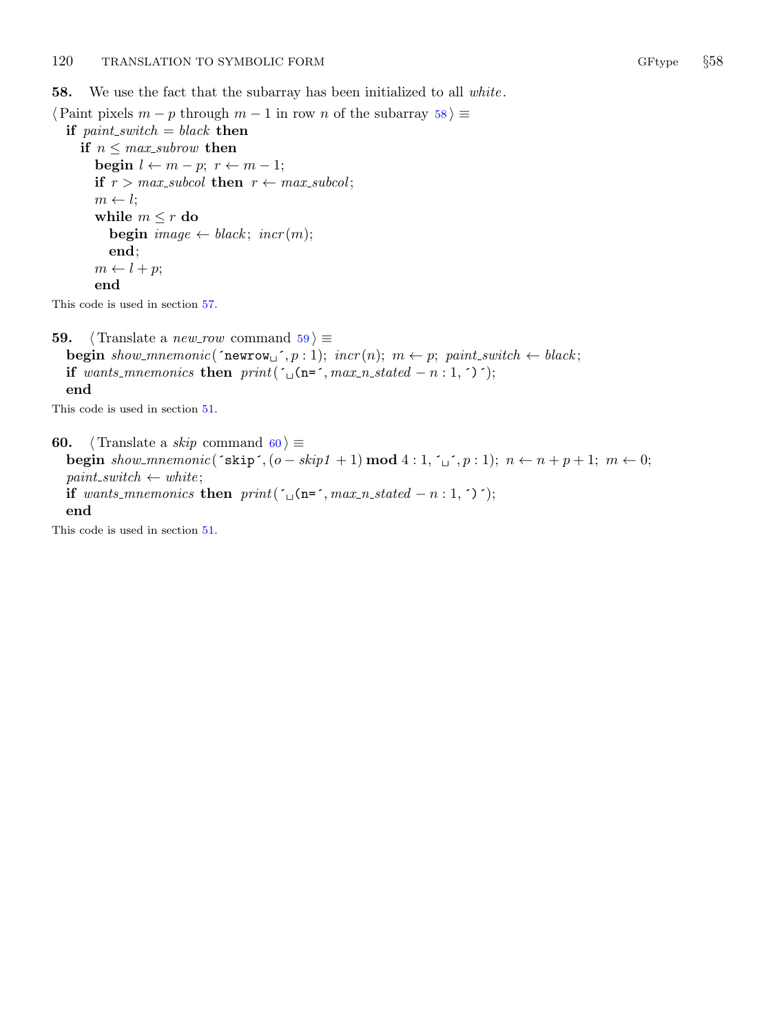**58.** We use the fact that the subarray has been initialized to all *white*.

⟨Paint pixels $m - p$ through $m - 1$ in row $n$ of the subarray 58⟩ ≡

```
if paint_switch = black then
  if n ≤ max_subrow then
    begin l ← m − p; r ← m − 1;
    if r > max_subcol then r ← max_subcol;
    m ← l;
    while m ≤ r do
      begin image ← black; incr(m);
      end;
    m ← l + p;
    end
```

This code is used in section 57.

**59.** ⟨Translate a *new_row* command 59⟩ ≡

```
begin show_mnemonic(´newrow␣´, p : 1); incr(n); m ← p; paint_switch ← black;
if wants_mnemonics then print(´␣(n=´, max_n_stated − n : 1, ´)´);
end
```

This code is used in section 51.

**60.** ⟨Translate a *skip* command 60⟩ ≡

```
begin show_mnemonic(´skip´, (o − skip1 + 1) mod 4 : 1, ´␣´, p : 1); n ← n + p + 1; m ← 0;
paint_switch ← white;
if wants_mnemonics then print(´␣(n=´, max_n_stated − n : 1, ´)´);
end
```

This code is used in section 51.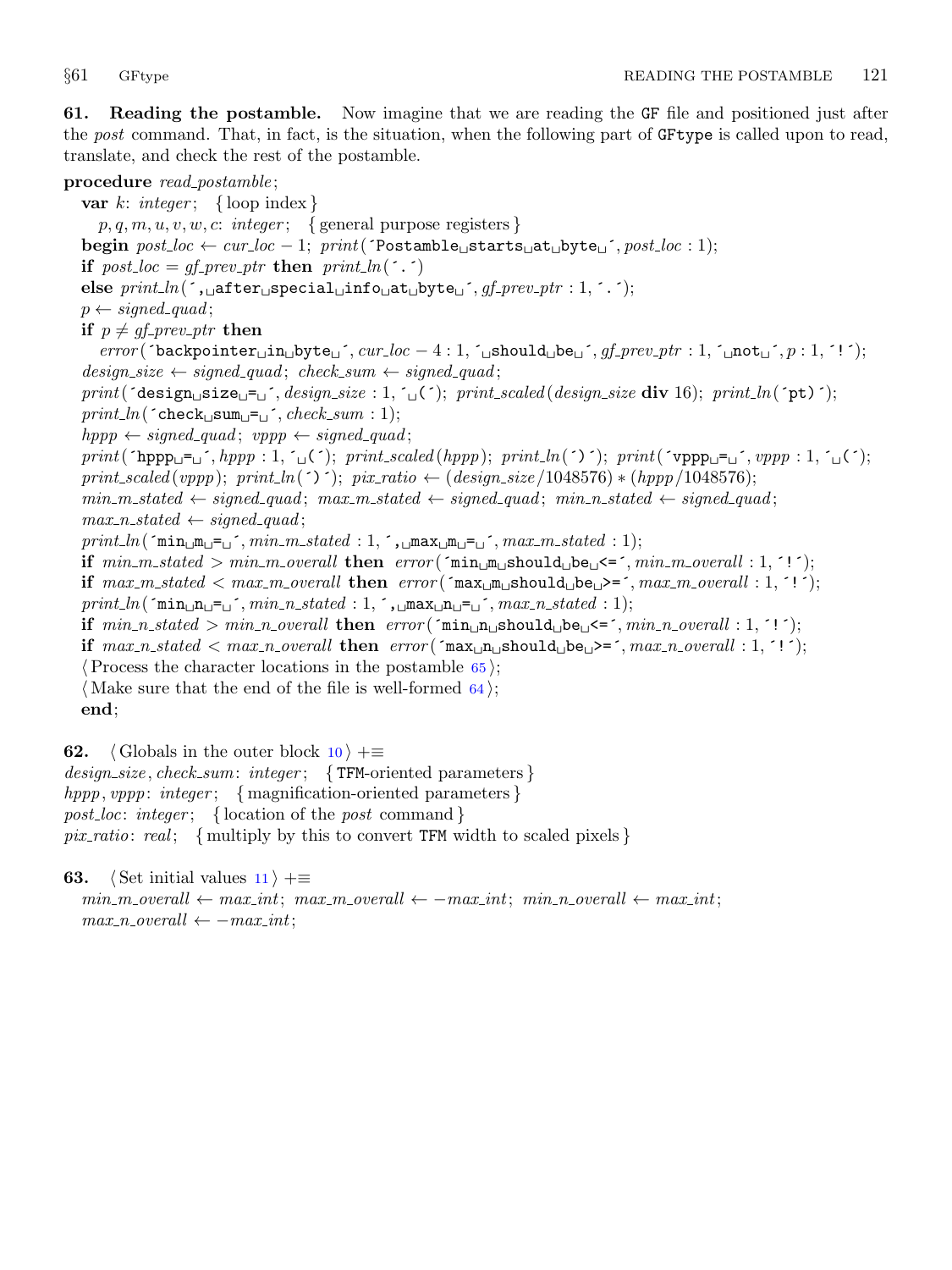**61. Reading the postamble.** Now imagine that we are reading the GF file and positioned just after the *post* command. That, in fact, is the situation, when the following part of GFtype is called upon to read, translate, and check the rest of the postamble.

```
procedure read_postamble;
  var k: integer;  { loop index }
    p, q, m, u, v, w, c: integer;  { general purpose registers }
  begin post_loc ← cur_loc − 1; print(´Postamble starts at byte ´, post_loc : 1);
  if post_loc = gf_prev_ptr then print_ln(´.´)
  else print_ln(´, after special info at byte ´, gf_prev_ptr : 1, ´.´);
  p ← signed_quad;
  if p ≠ gf_prev_ptr then
    error(´backpointer in byte ´, cur_loc − 4 : 1, ´ should be ´, gf_prev_ptr : 1, ´ not ´, p : 1, ´!´);
  design_size ← signed_quad; check_sum ← signed_quad;
  print(´design size = ´, design_size : 1, ´ (´); print_scaled(design_size div 16); print_ln(´pt)´);
  print_ln(´check sum = ´, check_sum : 1);
  hppp ← signed_quad; vppp ← signed_quad;
  print(´hppp = ´, hppp : 1, ´ (´); print_scaled(hppp); print_ln(´)´); print(´vppp = ´, vppp : 1, ´ (´);
  print_scaled(vppp); print_ln(´)´); pix_ratio ← (design_size/1048576) ∗ (hppp/1048576);
  min_m_stated ← signed_quad; max_m_stated ← signed_quad; min_n_stated ← signed_quad;
  max_n_stated ← signed_quad;
  print_ln(´min m = ´, min_m_stated : 1, ´, max m = ´, max_m_stated : 1);
  if min_m_stated > min_m_overall then error(´min m should be <=´, min_m_overall : 1, ´!´);
  if max_m_stated < max_m_overall then error(´max m should be >=´, max_m_overall : 1, ´!´);
  print_ln(´min n = ´, min_n_stated : 1, ´, max n = ´, max_n_stated : 1);
  if min_n_stated > min_n_overall then error(´min n should be <=´, min_n_overall : 1, ´!´);
  if max_n_stated < max_n_overall then error(´max n should be >=´, max_n_overall : 1, ´!´);
  ⟨Process the character locations in the postamble 65⟩;
  ⟨Make sure that the end of the file is well-formed 64⟩;
  end;
```

**62.** ⟨Globals in the outer block 10⟩ +≡

```
design_size, check_sum: integer;  { TFM-oriented parameters }
hppp, vppp: integer;  { magnification-oriented parameters }
post_loc: integer;  { location of the post command }
pix_ratio: real;  { multiply by this to convert TFM width to scaled pixels }
```

**63.** ⟨Set initial values 11⟩ +≡

```
min_m_overall ← max_int; max_m_overall ← −max_int; min_n_overall ← max_int;
max_n_overall ← −max_int;
```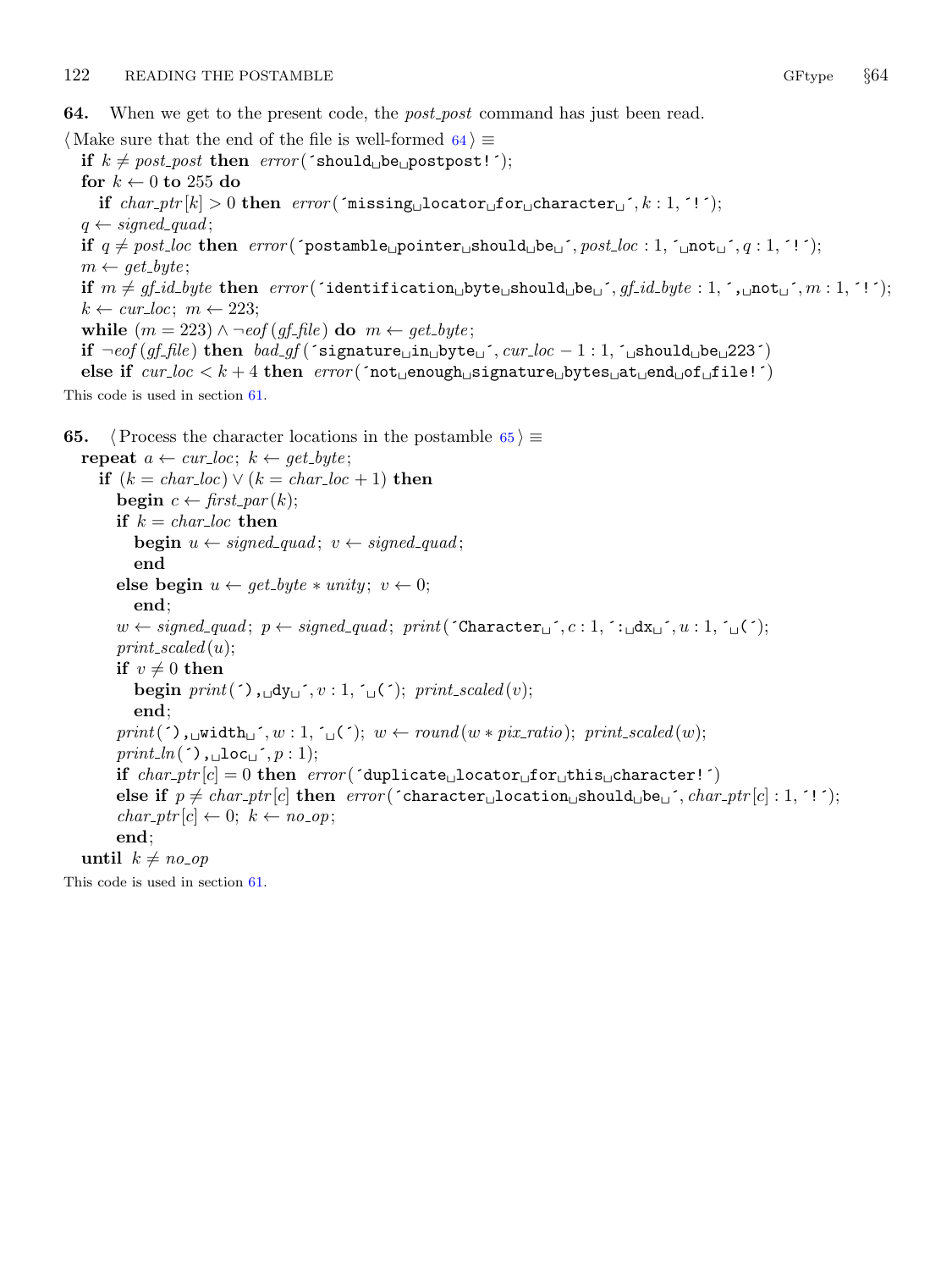**64.** When we get to the present code, the *post_post* command has just been read.

⟨ Make sure that the end of the file is well-formed 64 ⟩ ≡

```
if k ≠ post_post then error('should be postpost!');
for k ← 0 to 255 do
  if char_ptr[k] > 0 then error('missing locator for character ', k : 1, '!');
q ← signed_quad;
if q ≠ post_loc then error('postamble pointer should be ', post_loc : 1, ' not ', q : 1, '!');
m ← get_byte;
if m ≠ gf_id_byte then error('identification byte should be ', gf_id_byte : 1, ', not ', m : 1, '!');
k ← cur_loc; m ← 223;
while (m = 223) ∧ ¬eof(gf_file) do m ← get_byte;
if ¬eof(gf_file) then bad_gf('signature in byte ', cur_loc − 1 : 1, ' should be 223')
else if cur_loc < k + 4 then error('not enough signature bytes at end of file!')
```

This code is used in section 61.

**65.** ⟨ Process the character locations in the postamble 65 ⟩ ≡

```
repeat a ← cur_loc; k ← get_byte;
  if (k = char_loc) ∨ (k = char_loc + 1) then
    begin c ← first_par(k);
    if k = char_loc then
      begin u ← signed_quad; v ← signed_quad;
      end
    else begin u ← get_byte * unity; v ← 0;
      end;
    w ← signed_quad; p ← signed_quad; print('Character ', c : 1, ': dx ', u : 1, ' (');
    print_scaled(u);
    if v ≠ 0 then
      begin print('), dy ', v : 1, ' ('); print_scaled(v);
      end;
    print('), width ', w : 1, ' ('); w ← round(w * pix_ratio); print_scaled(w);
    print_ln('), loc ', p : 1);
    if char_ptr[c] = 0 then error('duplicate locator for this character!')
    else if p ≠ char_ptr[c] then error('character location should be ', char_ptr[c] : 1, '!');
    char_ptr[c] ← 0; k ← no_op;
    end;
until k ≠ no_op
```

This code is used in section 61.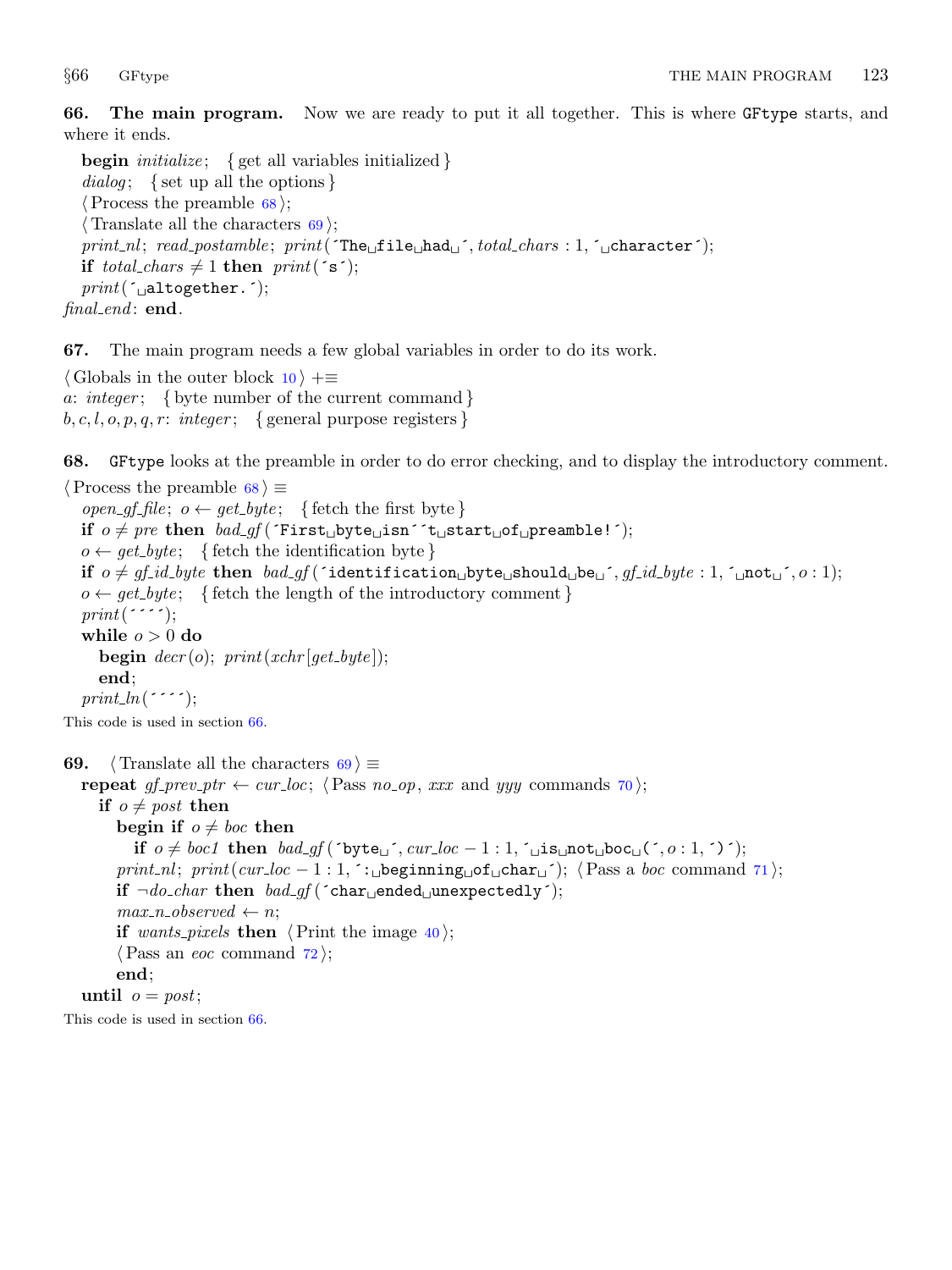**66. The main program.** Now we are ready to put it all together. This is where GFtype starts, and where it ends.

```
begin initialize; { get all variables initialized }
dialog; { set up all the options }
⟨Process the preamble 68⟩;
⟨Translate all the characters 69⟩;
print_nl; read_postamble; print(´The␣file␣had␣´, total_chars : 1, ´␣character´);
if total_chars ≠ 1 then print(´s´);
print(´␣altogether.´);
final_end: end.
```

**67.** The main program needs a few global variables in order to do its work.

```
⟨Globals in the outer block 10⟩ +≡
a: integer; { byte number of the current command }
b, c, l, o, p, q, r: integer; { general purpose registers }
```

**68.** GFtype looks at the preamble in order to do error checking, and to display the introductory comment.

```
⟨Process the preamble 68⟩ ≡
  open_gf_file; o ← get_byte; { fetch the first byte }
  if o ≠ pre then bad_gf(´First␣byte␣isn´´t␣start␣of␣preamble!´);
  o ← get_byte; { fetch the identification byte }
  if o ≠ gf_id_byte then bad_gf(´identification␣byte␣should␣be␣´, gf_id_byte : 1, ´␣not␣´, o : 1);
  o ← get_byte; { fetch the length of the introductory comment }
  print(´´´´);
  while o > 0 do
    begin decr(o); print(xchr[get_byte]);
    end;
  print_ln(´´´´);
```

This code is used in section 66.

**69.**

```
⟨Translate all the characters 69⟩ ≡
  repeat gf_prev_ptr ← cur_loc; ⟨Pass no_op, xxx and yyy commands 70⟩;
    if o ≠ post then
      begin if o ≠ boc then
        if o ≠ boc1 then bad_gf(´byte␣´, cur_loc − 1 : 1, ´␣is␣not␣boc␣(´, o : 1, ´)´);
      print_nl; print(cur_loc − 1 : 1, ´:␣beginning␣of␣char␣´); ⟨Pass a boc command 71⟩;
      if ¬do_char then bad_gf(´char␣ended␣unexpectedly´);
      max_n_observed ← n;
      if wants_pixels then ⟨Print the image 40⟩;
      ⟨Pass an eoc command 72⟩;
      end;
  until o = post;
```

This code is used in section 66.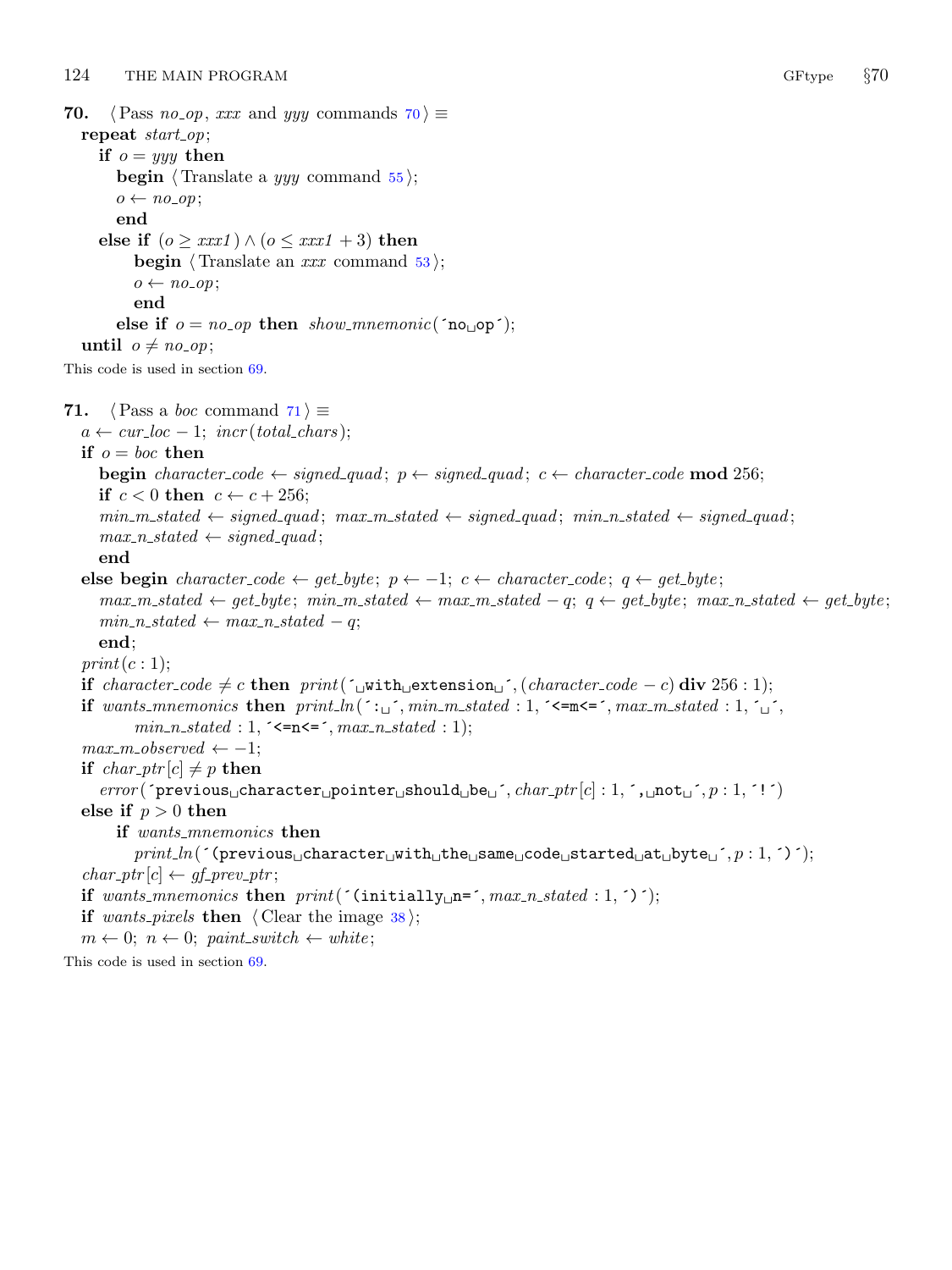**70.** ⟨ Pass *no_op*, *xxx* and *yyy* commands 70 ⟩ ≡

```
repeat start_op;
  if o = yyy then
    begin ⟨ Translate a yyy command 55 ⟩;
    o ← no_op;
    end
  else if (o ≥ xxx1) ∧ (o ≤ xxx1 + 3) then
      begin ⟨ Translate an xxx command 53 ⟩;
      o ← no_op;
      end
    else if o = no_op then show_mnemonic('no␣op');
until o ≠ no_op;
```

This code is used in section 69.

**71.** ⟨ Pass a *boc* command 71 ⟩ ≡

```
a ← cur_loc − 1; incr(total_chars);
if o = boc then
  begin character_code ← signed_quad; p ← signed_quad; c ← character_code mod 256;
  if c < 0 then c ← c + 256;
  min_m_stated ← signed_quad; max_m_stated ← signed_quad; min_n_stated ← signed_quad;
  max_n_stated ← signed_quad;
  end
else begin character_code ← get_byte; p ← −1; c ← character_code; q ← get_byte;
  max_m_stated ← get_byte; min_m_stated ← max_m_stated − q; q ← get_byte; max_n_stated ← get_byte;
  min_n_stated ← max_n_stated − q;
  end;
print(c : 1);
if character_code ≠ c then print('␣with␣extension␣', (character_code − c) div 256 : 1);
if wants_mnemonics then print_ln(':␣', min_m_stated : 1, '<=m<=', max_m_stated : 1, '␣',
    min_n_stated : 1, '<=n<=', max_n_stated : 1);
max_m_observed ← −1;
if char_ptr[c] ≠ p then
  error('previous␣character␣pointer␣should␣be␣', char_ptr[c] : 1, ',␣not␣', p : 1, '!')
else if p > 0 then
    if wants_mnemonics then
      print_ln('(previous␣character␣with␣the␣same␣code␣started␣at␣byte␣', p : 1, ')');
char_ptr[c] ← gf_prev_ptr;
if wants_mnemonics then print('(initially␣n=', max_n_stated : 1, ')');
if wants_pixels then ⟨ Clear the image 38 ⟩;
m ← 0; n ← 0; paint_switch ← white;
```

This code is used in section 69.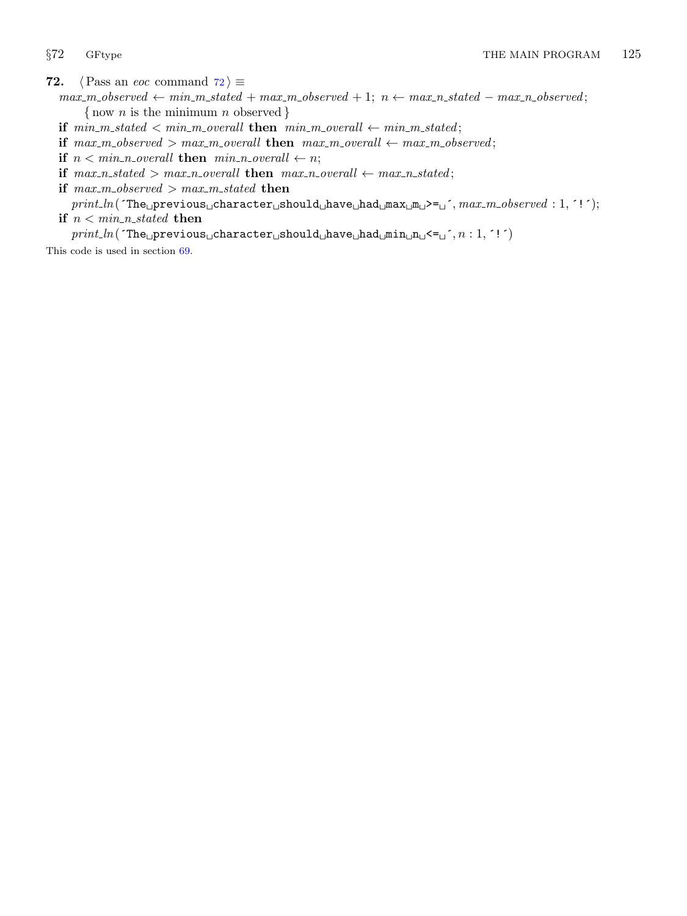**72.** ⟨ Pass an *eoc* command 72 ⟩ ≡

*max_m_observed* ← *min_m_stated* + *max_m_observed* + 1; *n* ← *max_n_stated* − *max_n_observed*;
 { now *n* is the minimum *n* observed }
**if** *min_m_stated* < *min_m_overall* **then** *min_m_overall* ← *min_m_stated*;
**if** *max_m_observed* > *max_m_overall* **then** *max_m_overall* ← *max_m_observed*;
**if** *n* < *min_n_overall* **then** *min_n_overall* ← *n*;
**if** *max_n_stated* > *max_n_overall* **then** *max_n_overall* ← *max_n_stated*;
**if** *max_m_observed* > *max_m_stated* **then**
 *print_ln*(`'The␣previous␣character␣should␣have␣had␣max␣m␣>=␣'`, *max_m_observed* : 1, `'!'`);
**if** *n* < *min_n_stated* **then**
 *print_ln*(`'The␣previous␣character␣should␣have␣had␣min␣n␣<=␣'`, *n* : 1, `'!'`)

This code is used in section 69.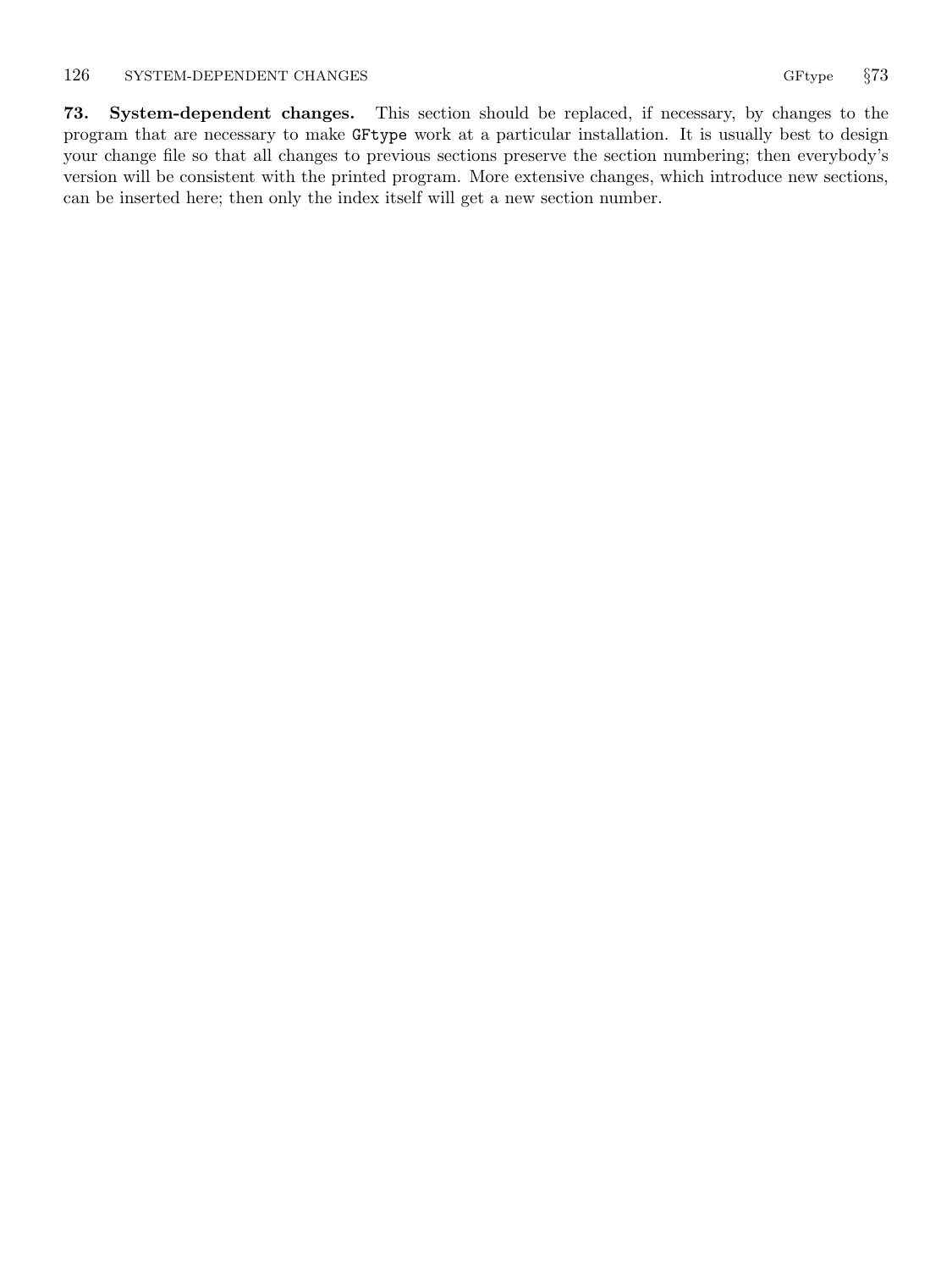**73. System-dependent changes.** This section should be replaced, if necessary, by changes to the program that are necessary to make `GFtype` work at a particular installation. It is usually best to design your change file so that all changes to previous sections preserve the section numbering; then everybody's version will be consistent with the printed program. More extensive changes, which introduce new sections, can be inserted here; then only the index itself will get a new section number.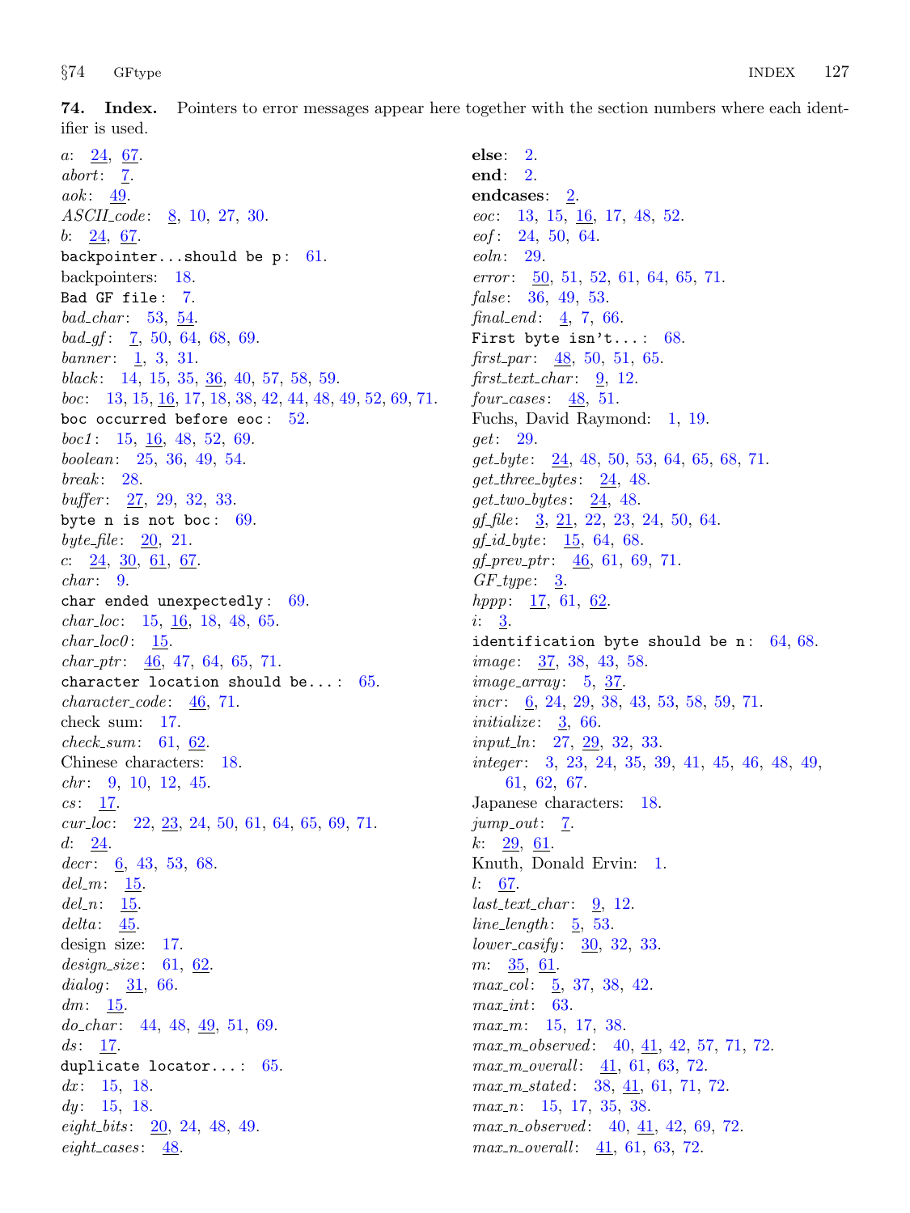**74. Index.** Pointers to error messages appear here together with the section numbers where each identifier is used.

*a*: 24, 67.
*abort*: 7.
*aok*: 49.
*ASCII_code*: 8, 10, 27, 30.
*b*: 24, 67.
`backpointer...should be p`: 61.
backpointers: 18.
`Bad GF file`: 7.
*bad_char*: 53, 54.
*bad_gf*: 7, 50, 64, 68, 69.
*banner*: 1, 3, 31.
*black*: 14, 15, 35, 36, 40, 57, 58, 59.
*boc*: 13, 15, 16, 17, 18, 38, 42, 44, 48, 49, 52, 69, 71.
`boc occurred before eoc`: 52.
*boc1*: 15, 16, 48, 52, 69.
*boolean*: 25, 36, 49, 54.
*break*: 28.
*buffer*: 27, 29, 32, 33.
`byte n is not boc`: 69.
*byte_file*: 20, 21.
*c*: 24, 30, 61, 67.
*char*: 9.
`char ended unexpectedly`: 69.
*char_loc*: 15, 16, 18, 48, 65.
*char_loc0*: 15.
*char_ptr*: 46, 47, 64, 65, 71.
`character location should be...`: 65.
*character_code*: 46, 71.
check sum: 17.
*check_sum*: 61, 62.
Chinese characters: 18.
*chr*: 9, 10, 12, 45.
*cs*: 17.
*cur_loc*: 22, 23, 24, 50, 61, 64, 65, 69, 71.
*d*: 24.
*decr*: 6, 43, 53, 68.
*del_m*: 15.
*del_n*: 15.
*delta*: 45.
design size: 17.
*design_size*: 61, 62.
*dialog*: 31, 66.
*dm*: 15.
*do_char*: 44, 48, 49, 51, 69.
*ds*: 17.
`duplicate locator...`: 65.
*dx*: 15, 18.
*dy*: 15, 18.
*eight_bits*: 20, 24, 48, 49.
*eight_cases*: 48.
**else**: 2.
**end**: 2.
**endcases**: 2.
*eoc*: 13, 15, 16, 17, 48, 52.
*eof*: 24, 50, 64.
*eoln*: 29.
*error*: 50, 51, 52, 61, 64, 65, 71.
*false*: 36, 49, 53.
*final_end*: 4, 7, 66.
`First byte isn't...`: 68.
*first_par*: 48, 50, 51, 65.
*first_text_char*: 9, 12.
*four_cases*: 48, 51.
Fuchs, David Raymond: 1, 19.
*get*: 29.
*get_byte*: 24, 48, 50, 53, 64, 65, 68, 71.
*get_three_bytes*: 24, 48.
*get_two_bytes*: 24, 48.
*gf_file*: 3, 21, 22, 23, 24, 50, 64.
*gf_id_byte*: 15, 64, 68.
*gf_prev_ptr*: 46, 61, 69, 71.
*GF_type*: 3.
*hppp*: 17, 61, 62.
*i*: 3.
`identification byte should be n`: 64, 68.
*image*: 37, 38, 43, 58.
*image_array*: 5, 37.
*incr*: 6, 24, 29, 38, 43, 53, 58, 59, 71.
*initialize*: 3, 66.
*input_ln*: 27, 29, 32, 33.
*integer*: 3, 23, 24, 35, 39, 41, 45, 46, 48, 49, 61, 62, 67.
Japanese characters: 18.
*jump_out*: 7.
*k*: 29, 61.
Knuth, Donald Ervin: 1.
*l*: 67.
*last_text_char*: 9, 12.
*line_length*: 5, 53.
*lower_casify*: 30, 32, 33.
*m*: 35, 61.
*max_col*: 5, 37, 38, 42.
*max_int*: 63.
*max_m*: 15, 17, 38.
*max_m_observed*: 40, 41, 42, 57, 71, 72.
*max_m_overall*: 41, 61, 63, 72.
*max_m_stated*: 38, 41, 61, 71, 72.
*max_n*: 15, 17, 35, 38.
*max_n_observed*: 40, 41, 42, 69, 72.
*max_n_overall*: 41, 61, 63, 72.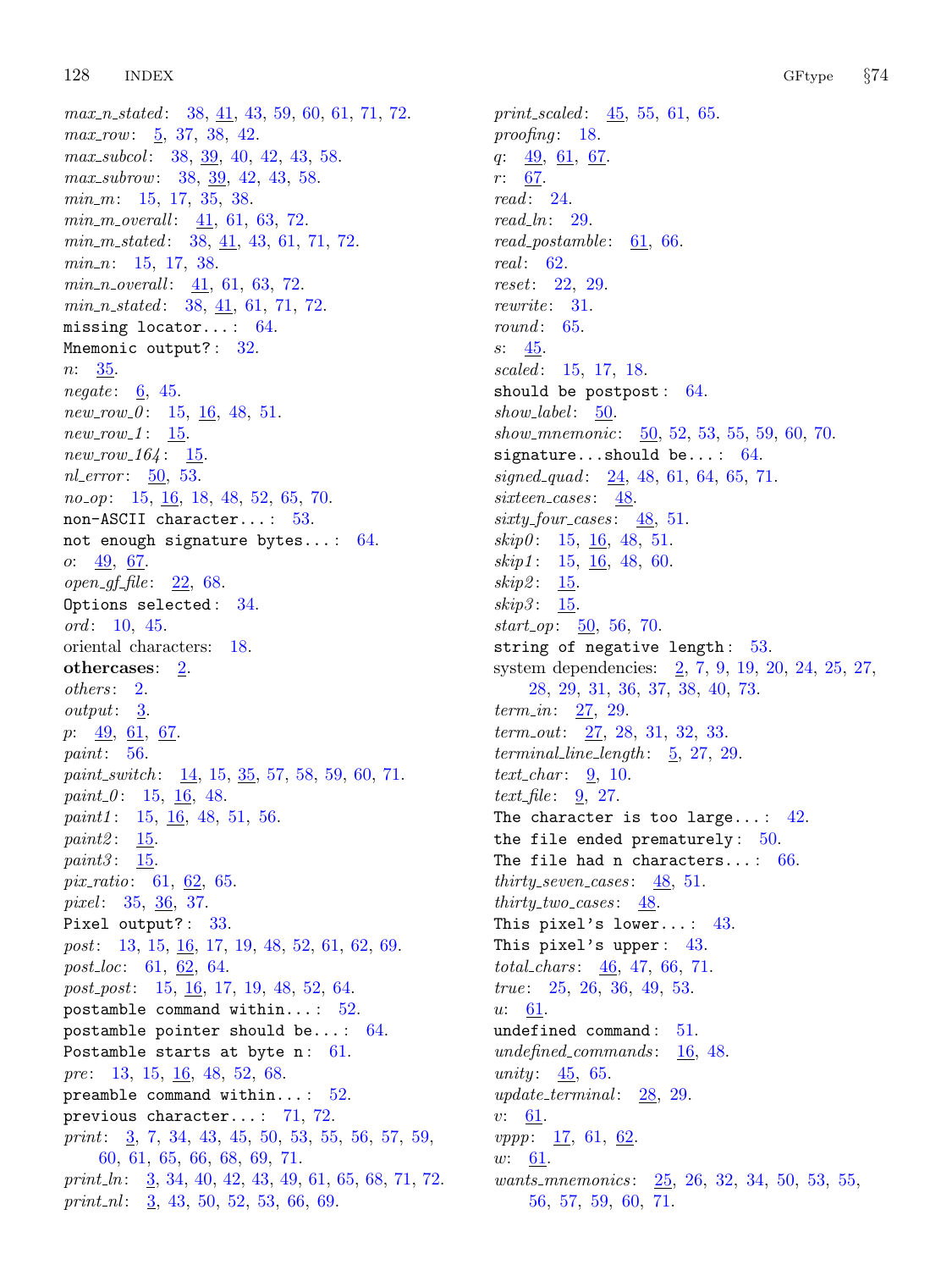*max_n_stated*: 38, 41, 43, 59, 60, 61, 71, 72.
*max_row*: 5, 37, 38, 42.
*max_subcol*: 38, 39, 40, 42, 43, 58.
*max_subrow*: 38, 39, 42, 43, 58.
*min_m*: 15, 17, 35, 38.
*min_m_overall*: 41, 61, 63, 72.
*min_m_stated*: 38, 41, 43, 61, 71, 72.
*min_n*: 15, 17, 38.
*min_n_overall*: 41, 61, 63, 72.
*min_n_stated*: 38, 41, 61, 71, 72.
`missing locator...`: 64.
`Mnemonic output?`: 32.
*n*: 35.
*negate*: 6, 45.
*new_row_0*: 15, 16, 48, 51.
*new_row_1*: 15.
*new_row_164*: 15.
*nl_error*: 50, 53.
*no_op*: 15, 16, 18, 48, 52, 65, 70.
`non-ASCII character...`: 53.
`not enough signature bytes...`: 64.
*o*: 49, 67.
*open_gf_file*: 22, 68.
`Options selected`: 34.
*ord*: 10, 45.
oriental characters: 18.
**othercases**: 2.
*others*: 2.
*output*: 3.
*p*: 49, 61, 67.
*paint*: 56.
*paint_switch*: 14, 15, 35, 57, 58, 59, 60, 71.
*paint_0*: 15, 16, 48.
*paint1*: 15, 16, 48, 51, 56.
*paint2*: 15.
*paint3*: 15.
*pix_ratio*: 61, 62, 65.
*pixel*: 35, 36, 37.
`Pixel output?`: 33.
*post*: 13, 15, 16, 17, 19, 48, 52, 61, 62, 69.
*post_loc*: 61, 62, 64.
*post_post*: 15, 16, 17, 19, 48, 52, 64.
`postamble command within...`: 52.
`postamble pointer should be...`: 64.
`Postamble starts at byte n`: 61.
*pre*: 13, 15, 16, 48, 52, 68.
`preamble command within...`: 52.
`previous character...`: 71, 72.
*print*: 3, 7, 34, 43, 45, 50, 53, 55, 56, 57, 59, 60, 61, 65, 66, 68, 69, 71.
*print_ln*: 3, 34, 40, 42, 43, 49, 61, 65, 68, 71, 72.
*print_nl*: 3, 43, 50, 52, 53, 66, 69.
*print_scaled*: 45, 55, 61, 65.
*proofing*: 18.
*q*: 49, 61, 67.
*r*: 67.
*read*: 24.
*read_ln*: 29.
*read_postamble*: 61, 66.
*real*: 62.
*reset*: 22, 29.
*rewrite*: 31.
*round*: 65.
*s*: 45.
*scaled*: 15, 17, 18.
`should be postpost`: 64.
*show_label*: 50.
*show_mnemonic*: 50, 52, 53, 55, 59, 60, 70.
`signature...should be...`: 64.
*signed_quad*: 24, 48, 61, 64, 65, 71.
*sixteen_cases*: 48.
*sixty_four_cases*: 48, 51.
*skip0*: 15, 16, 48, 51.
*skip1*: 15, 16, 48, 60.
*skip2*: 15.
*skip3*: 15.
*start_op*: 50, 56, 70.
`string of negative length`: 53.
system dependencies: 2, 7, 9, 19, 20, 24, 25, 27, 28, 29, 31, 36, 37, 38, 40, 73.
*term_in*: 27, 29.
*term_out*: 27, 28, 31, 32, 33.
*terminal_line_length*: 5, 27, 29.
*text_char*: 9, 10.
*text_file*: 9, 27.
`The character is too large...`: 42.
`the file ended prematurely`: 50.
`The file had n characters...`: 66.
*thirty_seven_cases*: 48, 51.
*thirty_two_cases*: 48.
`This pixel's lower...`: 43.
`This pixel's upper`: 43.
*total_chars*: 46, 47, 66, 71.
*true*: 25, 26, 36, 49, 53.
*u*: 61.
`undefined command`: 51.
*undefined_commands*: 16, 48.
*unity*: 45, 65.
*update_terminal*: 28, 29.
*v*: 61.
*vppp*: 17, 61, 62.
*w*: 61.
*wants_mnemonics*: 25, 26, 32, 34, 50, 53, 55, 56, 57, 59, 60, 71.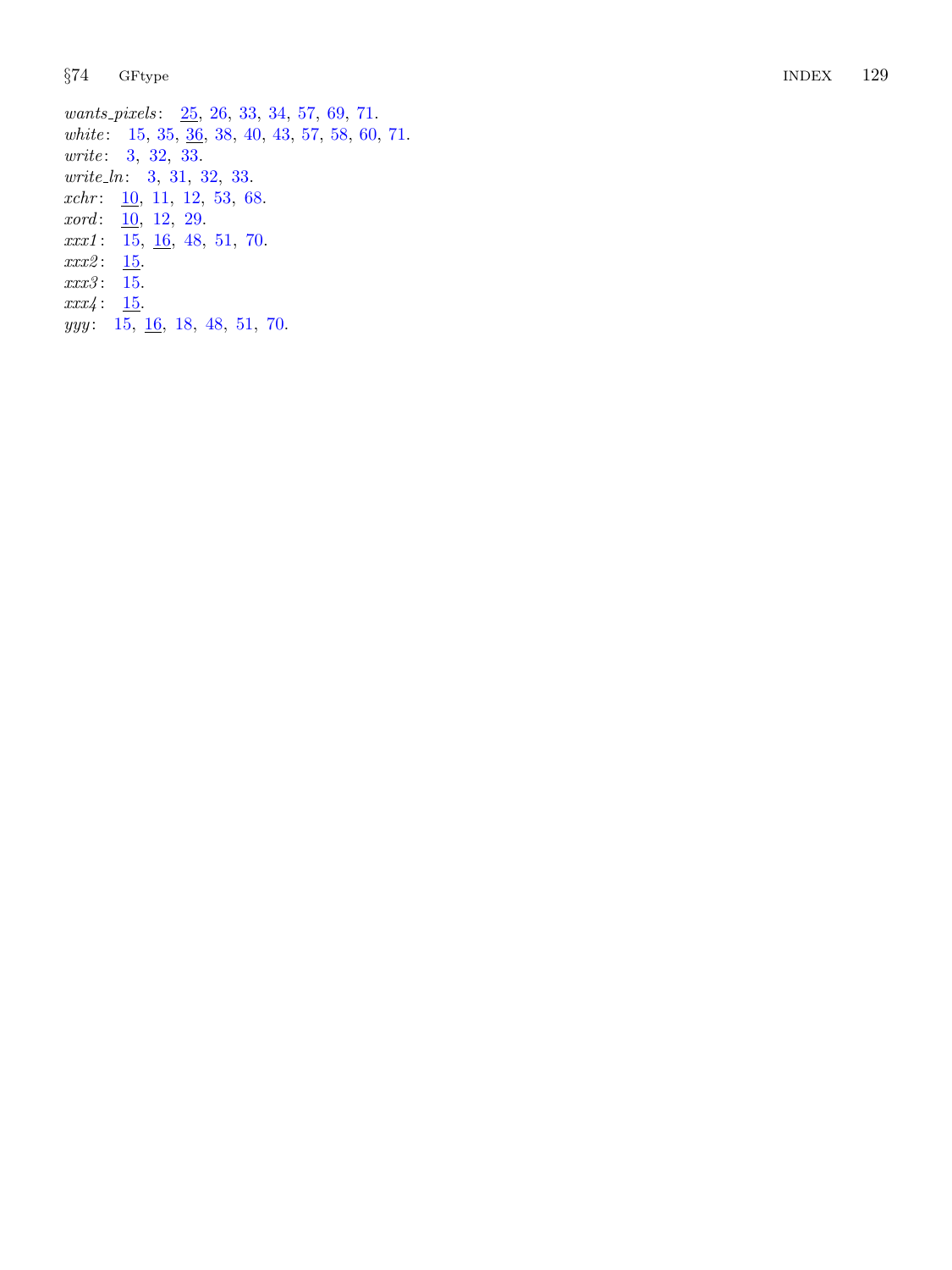*wants_pixels*: 25, 26, 33, 34, 57, 69, 71.
*white*: 15, 35, 36, 38, 40, 43, 57, 58, 60, 71.
*write*: 3, 32, 33.
*write_ln*: 3, 31, 32, 33.
*xchr*: 10, 11, 12, 53, 68.
*xord*: 10, 12, 29.
*xxx1*: 15, 16, 48, 51, 70.
*xxx2*: 15.
*xxx3*: 15.
*xxx4*: 15.
*yyy*: 15, 16, 18, 48, 51, 70.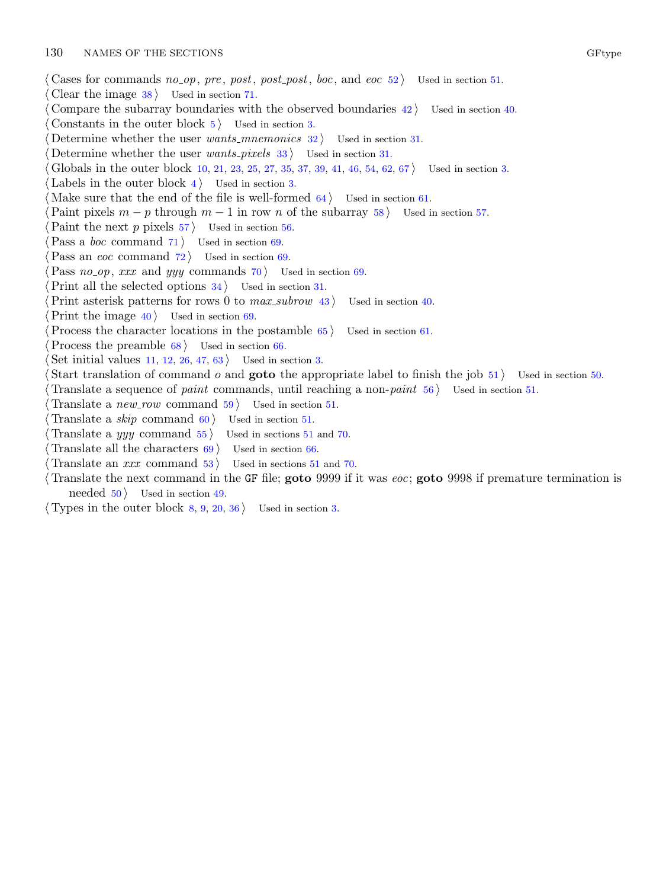⟨ Cases for commands *no_op*, *pre*, *post*, *post_post*, *boc*, and *eoc* 52 ⟩ Used in section 51.

⟨ Clear the image 38 ⟩ Used in section 71.

⟨ Compare the subarray boundaries with the observed boundaries 42 ⟩ Used in section 40.

⟨ Constants in the outer block 5 ⟩ Used in section 3.

⟨ Determine whether the user *wants_mnemonics* 32 ⟩ Used in section 31.

⟨ Determine whether the user *wants_pixels* 33 ⟩ Used in section 31.

⟨ Globals in the outer block 10, 21, 23, 25, 27, 35, 37, 39, 41, 46, 54, 62, 67 ⟩ Used in section 3.

⟨ Labels in the outer block 4 ⟩ Used in section 3.

⟨ Make sure that the end of the file is well-formed 64 ⟩ Used in section 61.

⟨ Paint pixels $m - p$ through $m - 1$ in row $n$ of the subarray 58 ⟩ Used in section 57.

⟨ Paint the next $p$ pixels 57 ⟩ Used in section 56.

⟨ Pass a *boc* command 71 ⟩ Used in section 69.

⟨ Pass an *eoc* command 72 ⟩ Used in section 69.

⟨ Pass *no_op*, *xxx* and *yyy* commands 70 ⟩ Used in section 69.

⟨ Print all the selected options 34 ⟩ Used in section 31.

⟨ Print asterisk patterns for rows 0 to *max_subrow* 43 ⟩ Used in section 40.

⟨ Print the image 40 ⟩ Used in section 69.

⟨ Process the character locations in the postamble 65 ⟩ Used in section 61.

⟨ Process the preamble 68 ⟩ Used in section 66.

⟨ Set initial values 11, 12, 26, 47, 63 ⟩ Used in section 3.

⟨ Start translation of command $o$ and **goto** the appropriate label to finish the job 51 ⟩ Used in section 50.

⟨ Translate a sequence of *paint* commands, until reaching a non-*paint* 56 ⟩ Used in section 51.

⟨ Translate a *new_row* command 59 ⟩ Used in section 51.

⟨ Translate a *skip* command 60 ⟩ Used in section 51.

⟨ Translate a *yyy* command 55 ⟩ Used in sections 51 and 70.

⟨ Translate all the characters 69 ⟩ Used in section 66.

⟨ Translate an *xxx* command 53 ⟩ Used in sections 51 and 70.

⟨ Translate the next command in the GF file; **goto** 9999 if it was *eoc*; **goto** 9998 if premature termination is needed 50 ⟩ Used in section 49.

⟨ Types in the outer block 8, 9, 20, 36 ⟩ Used in section 3.